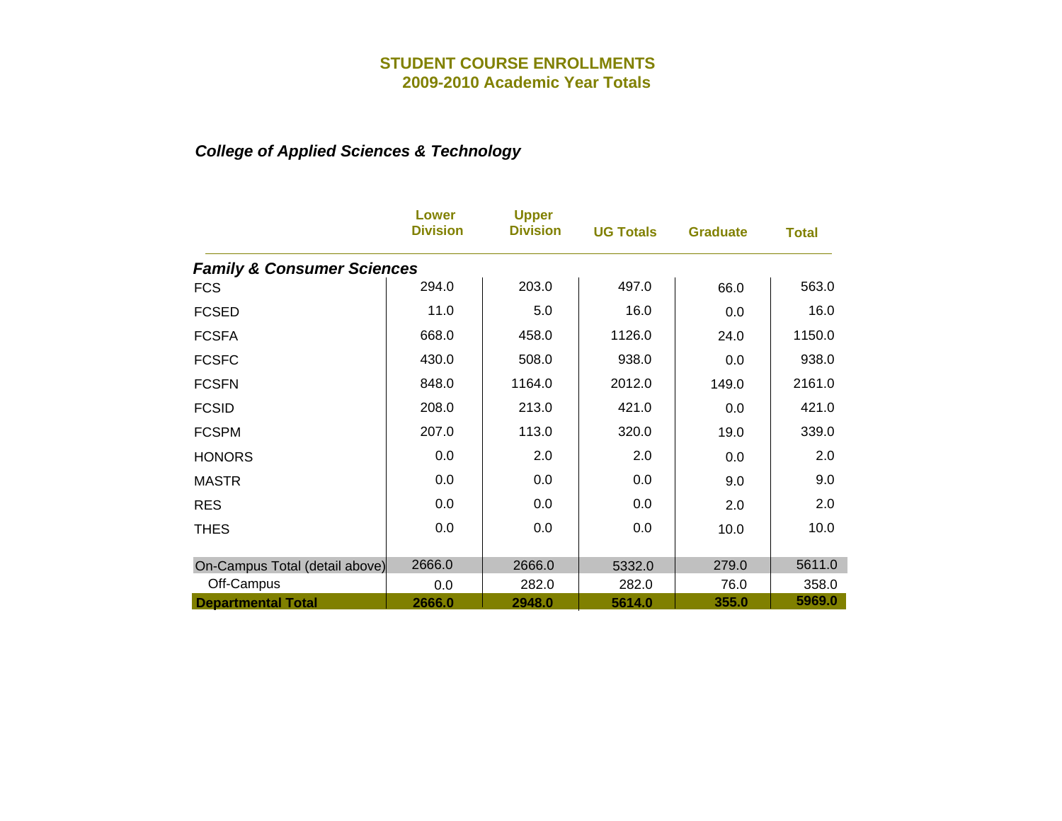# STUDENT COURSE ENROLLMENTS
## 2009-2010 Academic Year Totals

### *College of Applied Sciences & Technology*

| | Lower Division | Upper Division | UG Totals | Graduate | Total |
|---|---|---|---|---|---|
| ***Family & Consumer Sciences*** | | | | | |
| FCS | 294.0 | 203.0 | 497.0 | 66.0 | 563.0 |
| FCSED | 11.0 | 5.0 | 16.0 | 0.0 | 16.0 |
| FCSFA | 668.0 | 458.0 | 1126.0 | 24.0 | 1150.0 |
| FCSFC | 430.0 | 508.0 | 938.0 | 0.0 | 938.0 |
| FCSFN | 848.0 | 1164.0 | 2012.0 | 149.0 | 2161.0 |
| FCSID | 208.0 | 213.0 | 421.0 | 0.0 | 421.0 |
| FCSPM | 207.0 | 113.0 | 320.0 | 19.0 | 339.0 |
| HONORS | 0.0 | 2.0 | 2.0 | 0.0 | 2.0 |
| MASTR | 0.0 | 0.0 | 0.0 | 9.0 | 9.0 |
| RES | 0.0 | 0.0 | 0.0 | 2.0 | 2.0 |
| THES | 0.0 | 0.0 | 0.0 | 10.0 | 10.0 |
| On-Campus Total (detail above) | 2666.0 | 2666.0 | 5332.0 | 279.0 | 5611.0 |
| Off-Campus | 0.0 | 282.0 | 282.0 | 76.0 | 358.0 |
| **Departmental Total** | **2666.0** | **2948.0** | **5614.0** | **355.0** | **5969.0** |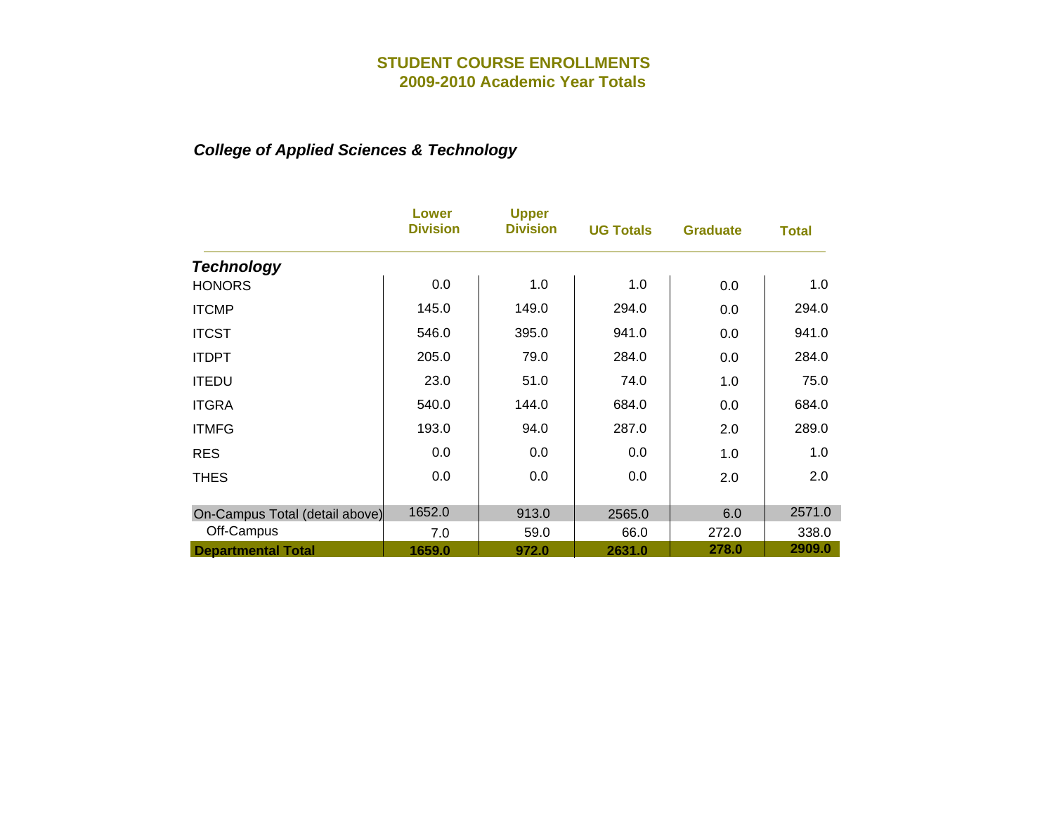# STUDENT COURSE ENROLLMENTS
## 2009-2010 Academic Year Totals

### *College of Applied Sciences & Technology*

| | Lower Division | Upper Division | UG Totals | Graduate | Total |
|---|---|---|---|---|---|
| ***Technology*** | | | | | |
| HONORS | 0.0 | 1.0 | 1.0 | 0.0 | 1.0 |
| ITCMP | 145.0 | 149.0 | 294.0 | 0.0 | 294.0 |
| ITCST | 546.0 | 395.0 | 941.0 | 0.0 | 941.0 |
| ITDPT | 205.0 | 79.0 | 284.0 | 0.0 | 284.0 |
| ITEDU | 23.0 | 51.0 | 74.0 | 1.0 | 75.0 |
| ITGRA | 540.0 | 144.0 | 684.0 | 0.0 | 684.0 |
| ITMFG | 193.0 | 94.0 | 287.0 | 2.0 | 289.0 |
| RES | 0.0 | 0.0 | 0.0 | 1.0 | 1.0 |
| THES | 0.0 | 0.0 | 0.0 | 2.0 | 2.0 |
| On-Campus Total (detail above) | 1652.0 | 913.0 | 2565.0 | 6.0 | 2571.0 |
| Off-Campus | 7.0 | 59.0 | 66.0 | 272.0 | 338.0 |
| **Departmental Total** | **1659.0** | **972.0** | **2631.0** | **278.0** | **2909.0** |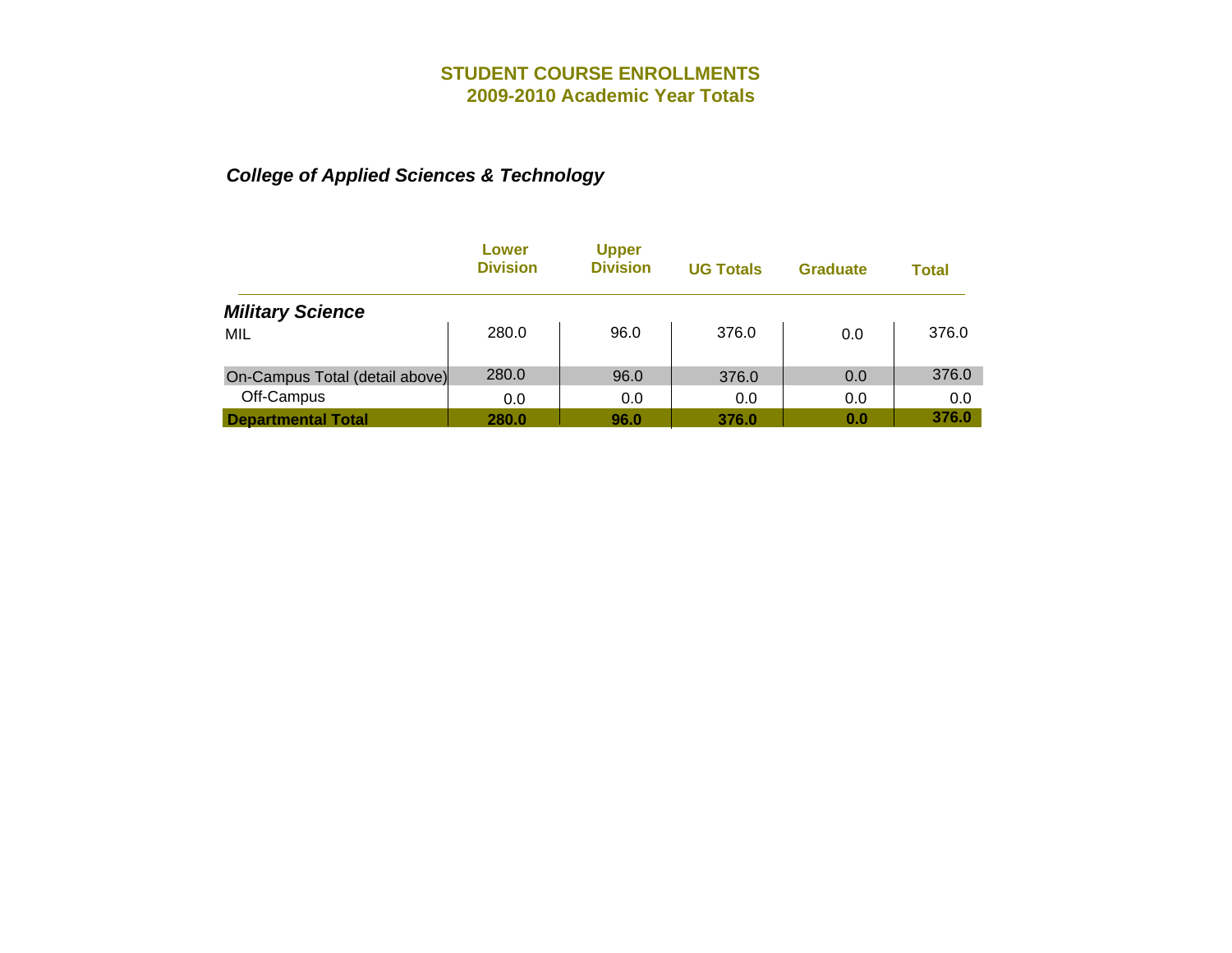# STUDENT COURSE ENROLLMENTS
## 2009-2010 Academic Year Totals

### *College of Applied Sciences & Technology*

| | Lower Division | Upper Division | UG Totals | Graduate | Total |
|---|---|---|---|---|---|
| ***Military Science*** | | | | | |
| MIL | 280.0 | 96.0 | 376.0 | 0.0 | 376.0 |
| On-Campus Total (detail above) | 280.0 | 96.0 | 376.0 | 0.0 | 376.0 |
| Off-Campus | 0.0 | 0.0 | 0.0 | 0.0 | 0.0 |
| **Departmental Total** | **280.0** | **96.0** | **376.0** | **0.0** | **376.0** |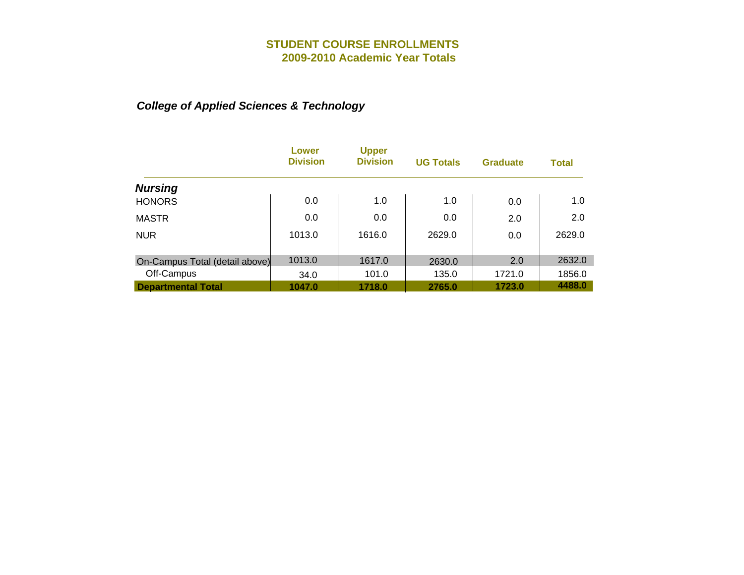# STUDENT COURSE ENROLLMENTS
## 2009-2010 Academic Year Totals

### *College of Applied Sciences & Technology*

| | Lower Division | Upper Division | UG Totals | Graduate | Total |
|---|---|---|---|---|---|
| ***Nursing*** | | | | | |
| HONORS | 0.0 | 1.0 | 1.0 | 0.0 | 1.0 |
| MASTR | 0.0 | 0.0 | 0.0 | 2.0 | 2.0 |
| NUR | 1013.0 | 1616.0 | 2629.0 | 0.0 | 2629.0 |
| On-Campus Total (detail above) | 1013.0 | 1617.0 | 2630.0 | 2.0 | 2632.0 |
| Off-Campus | 34.0 | 101.0 | 135.0 | 1721.0 | 1856.0 |
| **Departmental Total** | **1047.0** | **1718.0** | **2765.0** | **1723.0** | **4488.0** |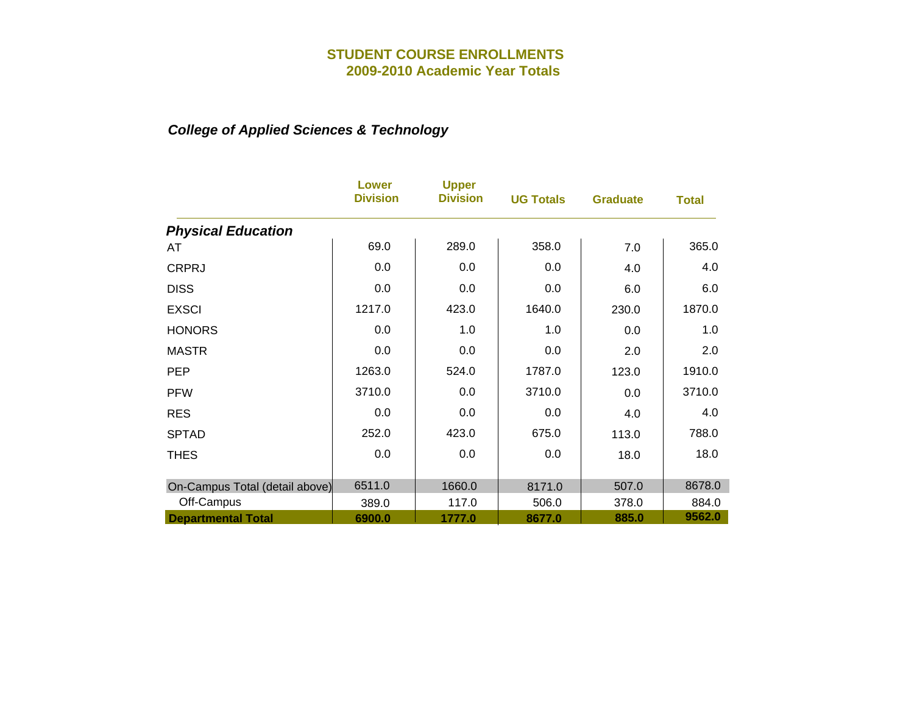# STUDENT COURSE ENROLLMENTS
## 2009-2010 Academic Year Totals

### *College of Applied Sciences & Technology*

| | Lower Division | Upper Division | UG Totals | Graduate | Total |
|---|---|---|---|---|---|
| ***Physical Education*** | | | | | |
| AT | 69.0 | 289.0 | 358.0 | 7.0 | 365.0 |
| CRPRJ | 0.0 | 0.0 | 0.0 | 4.0 | 4.0 |
| DISS | 0.0 | 0.0 | 0.0 | 6.0 | 6.0 |
| EXSCI | 1217.0 | 423.0 | 1640.0 | 230.0 | 1870.0 |
| HONORS | 0.0 | 1.0 | 1.0 | 0.0 | 1.0 |
| MASTR | 0.0 | 0.0 | 0.0 | 2.0 | 2.0 |
| PEP | 1263.0 | 524.0 | 1787.0 | 123.0 | 1910.0 |
| PFW | 3710.0 | 0.0 | 3710.0 | 0.0 | 3710.0 |
| RES | 0.0 | 0.0 | 0.0 | 4.0 | 4.0 |
| SPTAD | 252.0 | 423.0 | 675.0 | 113.0 | 788.0 |
| THES | 0.0 | 0.0 | 0.0 | 18.0 | 18.0 |
| On-Campus Total (detail above) | 6511.0 | 1660.0 | 8171.0 | 507.0 | 8678.0 |
| Off-Campus | 389.0 | 117.0 | 506.0 | 378.0 | 884.0 |
| **Departmental Total** | **6900.0** | **1777.0** | **8677.0** | **885.0** | **9562.0** |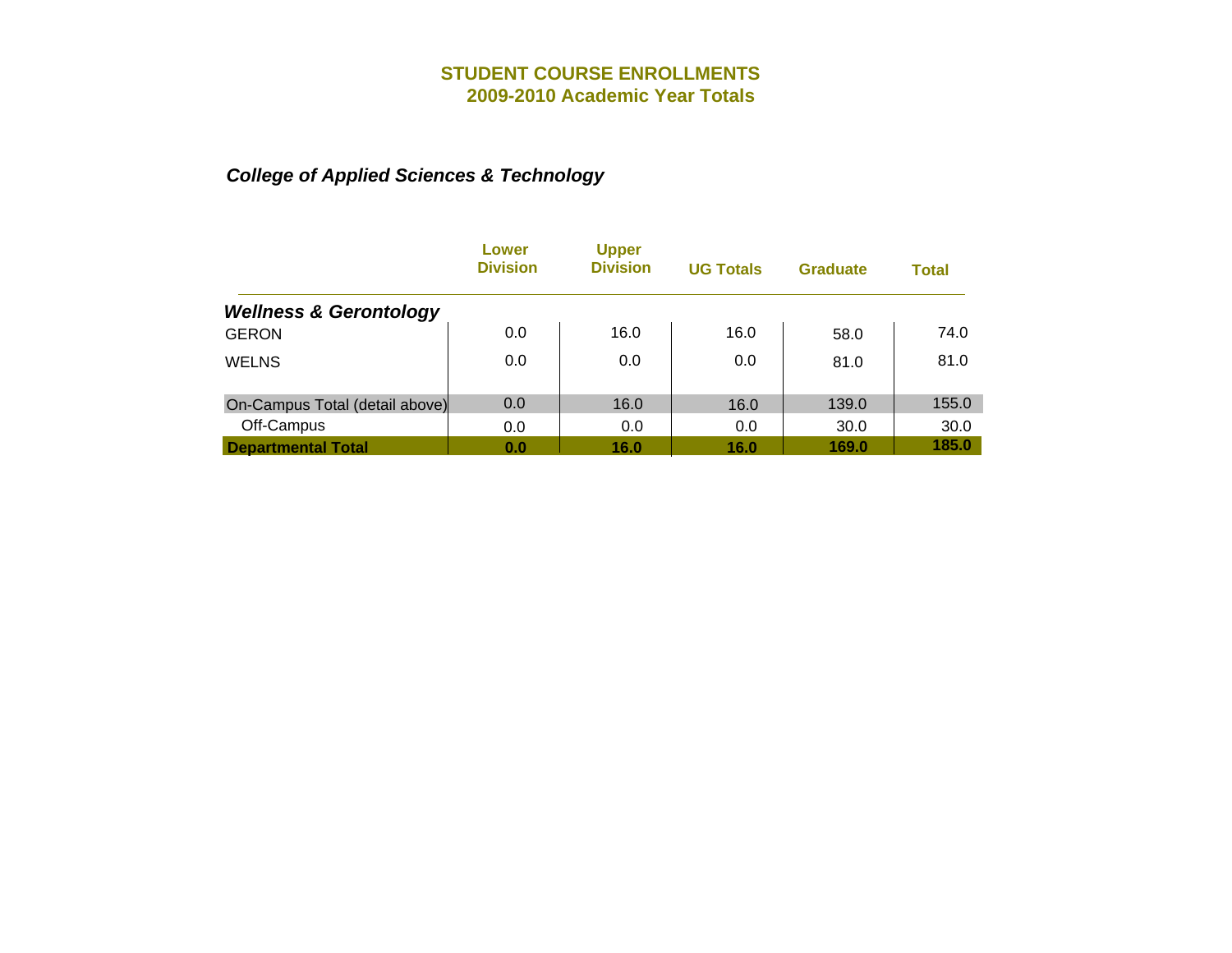# STUDENT COURSE ENROLLMENTS
## 2009-2010 Academic Year Totals

### *College of Applied Sciences & Technology*

| | Lower Division | Upper Division | UG Totals | Graduate | Total |
|---|---|---|---|---|---|
| ***Wellness & Gerontology*** | | | | | |
| GERON | 0.0 | 16.0 | 16.0 | 58.0 | 74.0 |
| WELNS | 0.0 | 0.0 | 0.0 | 81.0 | 81.0 |
| On-Campus Total (detail above) | 0.0 | 16.0 | 16.0 | 139.0 | 155.0 |
| Off-Campus | 0.0 | 0.0 | 0.0 | 30.0 | 30.0 |
| **Departmental Total** | **0.0** | **16.0** | **16.0** | **169.0** | **185.0** |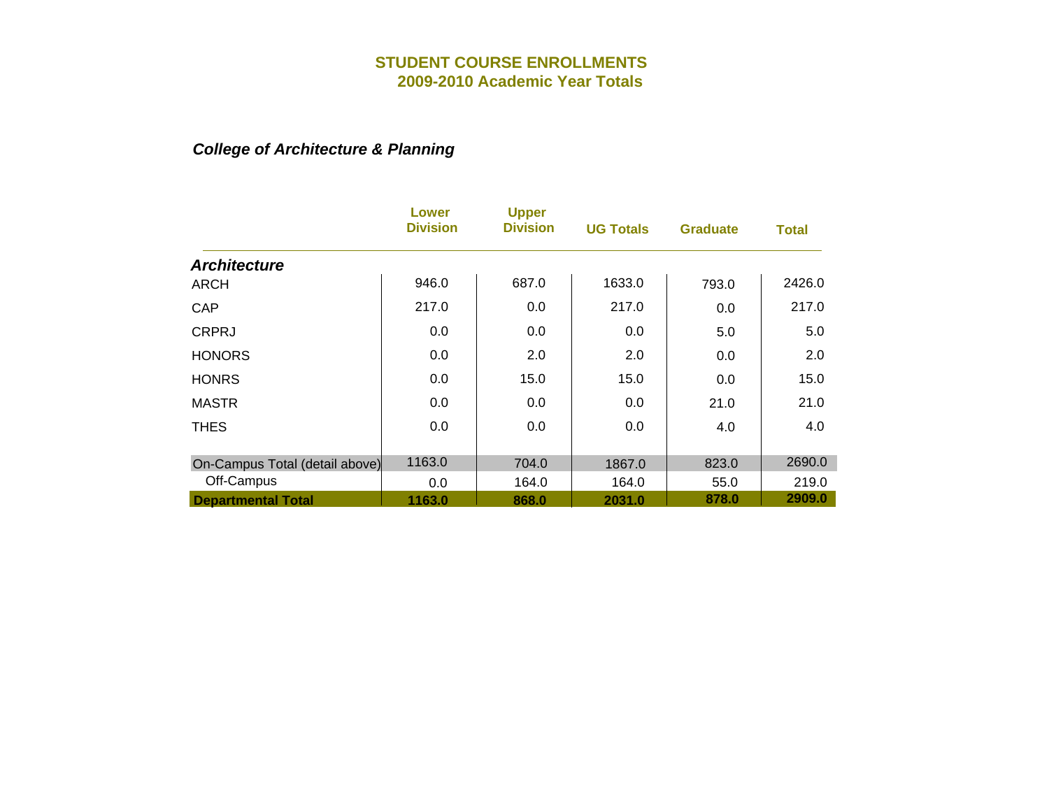# STUDENT COURSE ENROLLMENTS
## 2009-2010 Academic Year Totals

### *College of Architecture & Planning*

| | Lower Division | Upper Division | UG Totals | Graduate | Total |
|---|---|---|---|---|---|
| ***Architecture*** | | | | | |
| ARCH | 946.0 | 687.0 | 1633.0 | 793.0 | 2426.0 |
| CAP | 217.0 | 0.0 | 217.0 | 0.0 | 217.0 |
| CRPRJ | 0.0 | 0.0 | 0.0 | 5.0 | 5.0 |
| HONORS | 0.0 | 2.0 | 2.0 | 0.0 | 2.0 |
| HONRS | 0.0 | 15.0 | 15.0 | 0.0 | 15.0 |
| MASTR | 0.0 | 0.0 | 0.0 | 21.0 | 21.0 |
| THES | 0.0 | 0.0 | 0.0 | 4.0 | 4.0 |
| On-Campus Total (detail above) | 1163.0 | 704.0 | 1867.0 | 823.0 | 2690.0 |
| Off-Campus | 0.0 | 164.0 | 164.0 | 55.0 | 219.0 |
| **Departmental Total** | **1163.0** | **868.0** | **2031.0** | **878.0** | **2909.0** |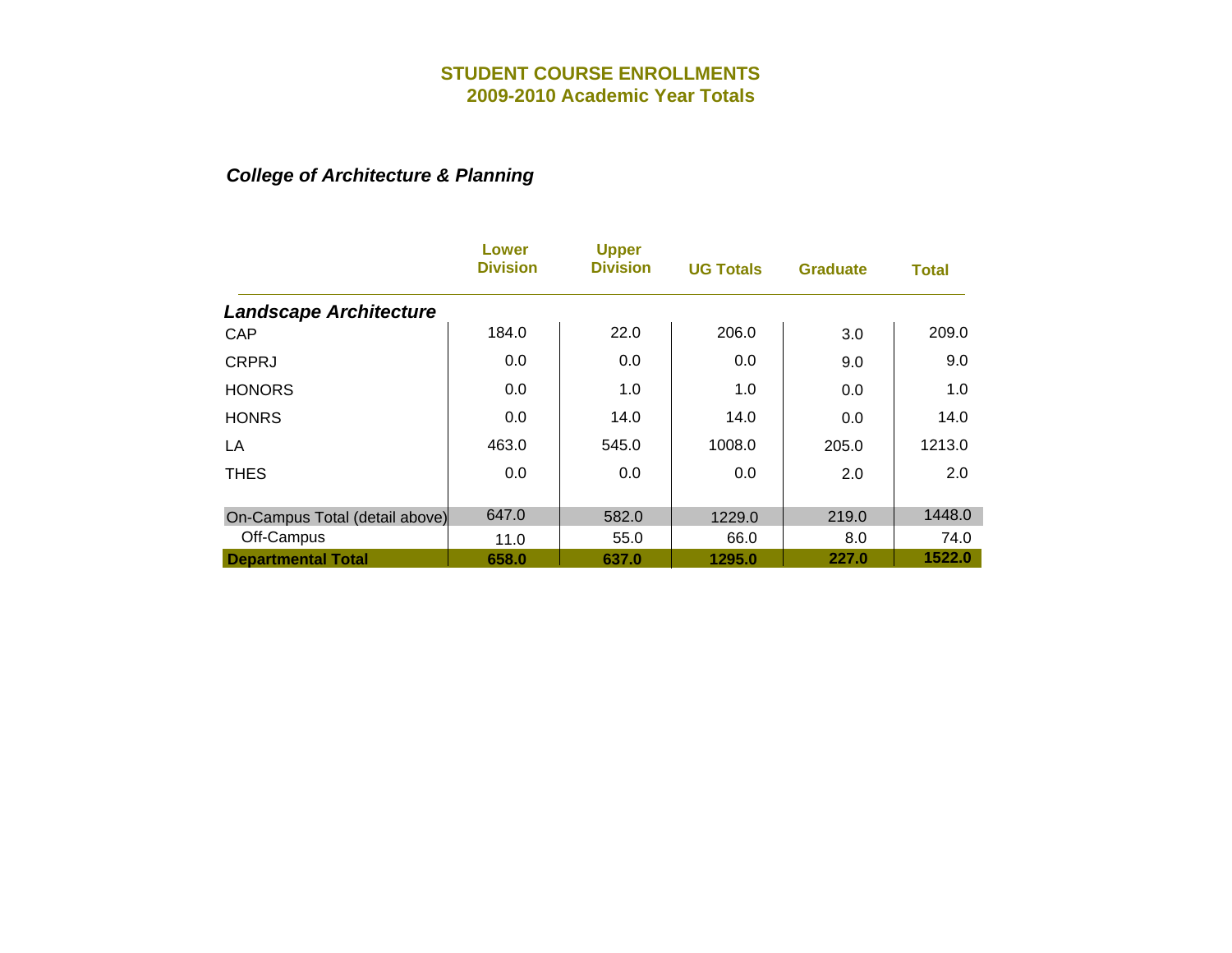# STUDENT COURSE ENROLLMENTS
## 2009-2010 Academic Year Totals

### *College of Architecture & Planning*

| | Lower Division | Upper Division | UG Totals | Graduate | Total |
|---|---|---|---|---|---|
| ***Landscape Architecture*** | | | | | |
| CAP | 184.0 | 22.0 | 206.0 | 3.0 | 209.0 |
| CRPRJ | 0.0 | 0.0 | 0.0 | 9.0 | 9.0 |
| HONORS | 0.0 | 1.0 | 1.0 | 0.0 | 1.0 |
| HONRS | 0.0 | 14.0 | 14.0 | 0.0 | 14.0 |
| LA | 463.0 | 545.0 | 1008.0 | 205.0 | 1213.0 |
| THES | 0.0 | 0.0 | 0.0 | 2.0 | 2.0 |
| On-Campus Total (detail above) | 647.0 | 582.0 | 1229.0 | 219.0 | 1448.0 |
| Off-Campus | 11.0 | 55.0 | 66.0 | 8.0 | 74.0 |
| **Departmental Total** | **658.0** | **637.0** | **1295.0** | **227.0** | **1522.0** |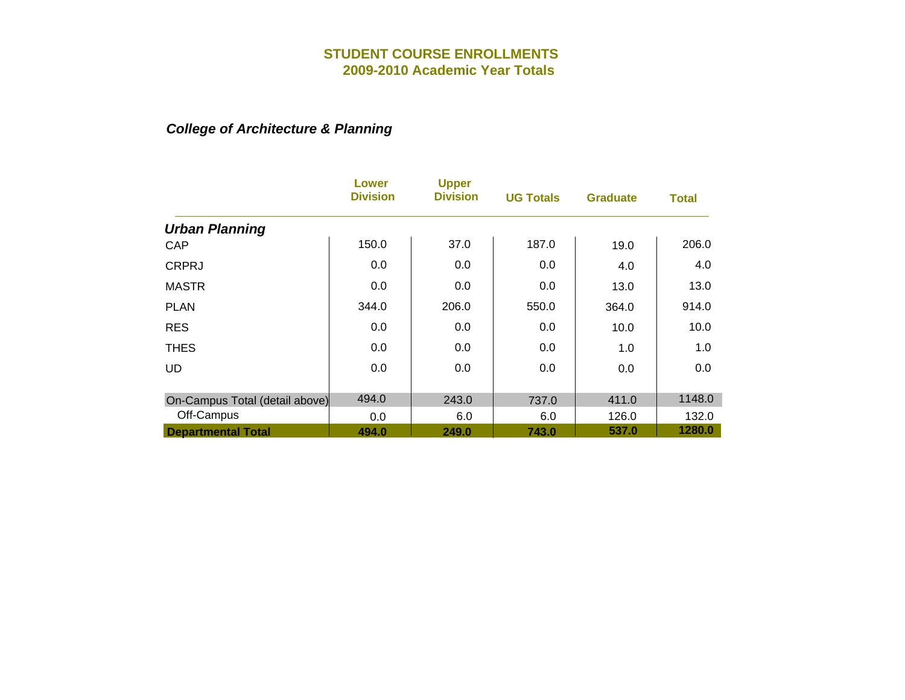# STUDENT COURSE ENROLLMENTS
## 2009-2010 Academic Year Totals

### *College of Architecture & Planning*

| | Lower Division | Upper Division | UG Totals | Graduate | Total |
|---|---|---|---|---|---|
| ***Urban Planning*** | | | | | |
| CAP | 150.0 | 37.0 | 187.0 | 19.0 | 206.0 |
| CRPRJ | 0.0 | 0.0 | 0.0 | 4.0 | 4.0 |
| MASTR | 0.0 | 0.0 | 0.0 | 13.0 | 13.0 |
| PLAN | 344.0 | 206.0 | 550.0 | 364.0 | 914.0 |
| RES | 0.0 | 0.0 | 0.0 | 10.0 | 10.0 |
| THES | 0.0 | 0.0 | 0.0 | 1.0 | 1.0 |
| UD | 0.0 | 0.0 | 0.0 | 0.0 | 0.0 |
| On-Campus Total (detail above) | 494.0 | 243.0 | 737.0 | 411.0 | 1148.0 |
| Off-Campus | 0.0 | 6.0 | 6.0 | 126.0 | 132.0 |
| **Departmental Total** | **494.0** | **249.0** | **743.0** | **537.0** | **1280.0** |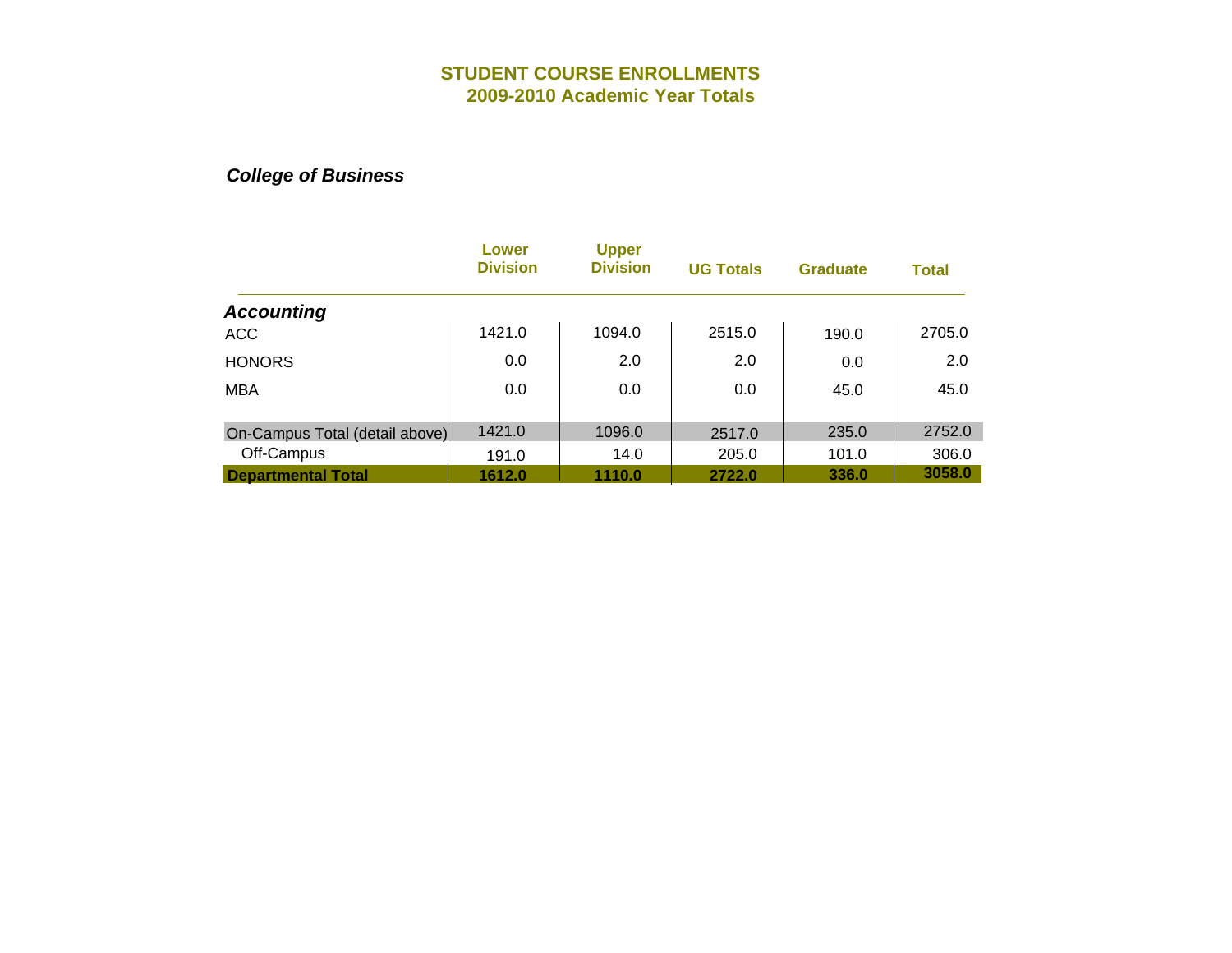# STUDENT COURSE ENROLLMENTS
## 2009-2010 Academic Year Totals

***College of Business***

| | Lower Division | Upper Division | UG Totals | Graduate | Total |
|---|---|---|---|---|---|
| ***Accounting*** | | | | | |
| ACC | 1421.0 | 1094.0 | 2515.0 | 190.0 | 2705.0 |
| HONORS | 0.0 | 2.0 | 2.0 | 0.0 | 2.0 |
| MBA | 0.0 | 0.0 | 0.0 | 45.0 | 45.0 |
| On-Campus Total (detail above) | 1421.0 | 1096.0 | 2517.0 | 235.0 | 2752.0 |
| Off-Campus | 191.0 | 14.0 | 205.0 | 101.0 | 306.0 |
| **Departmental Total** | **1612.0** | **1110.0** | **2722.0** | **336.0** | **3058.0** |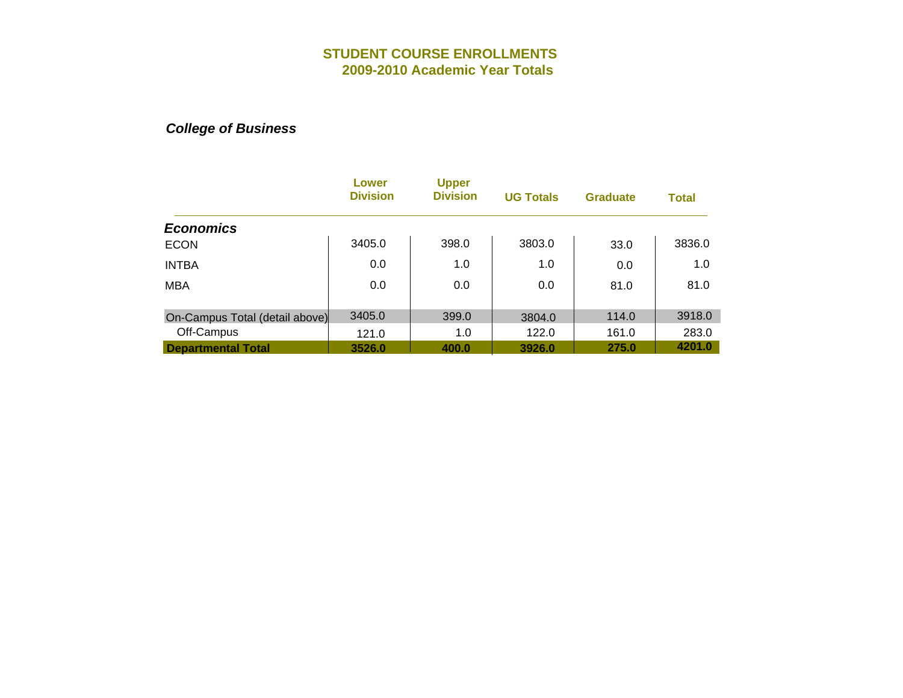# STUDENT COURSE ENROLLMENTS
## 2009-2010 Academic Year Totals

***College of Business***

| | Lower Division | Upper Division | UG Totals | Graduate | Total |
|---|---|---|---|---|---|
| ***Economics*** | | | | | |
| ECON | 3405.0 | 398.0 | 3803.0 | 33.0 | 3836.0 |
| INTBA | 0.0 | 1.0 | 1.0 | 0.0 | 1.0 |
| MBA | 0.0 | 0.0 | 0.0 | 81.0 | 81.0 |
| On-Campus Total (detail above) | 3405.0 | 399.0 | 3804.0 | 114.0 | 3918.0 |
| Off-Campus | 121.0 | 1.0 | 122.0 | 161.0 | 283.0 |
| **Departmental Total** | **3526.0** | **400.0** | **3926.0** | **275.0** | **4201.0** |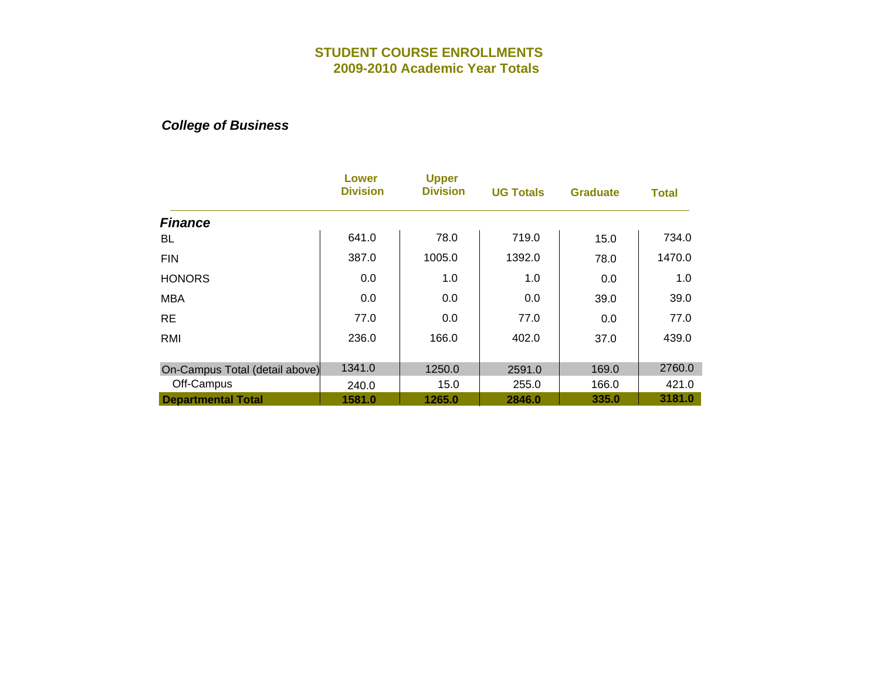## STUDENT COURSE ENROLLMENTS
## 2009-2010 Academic Year Totals

***College of Business***

| | Lower Division | Upper Division | UG Totals | Graduate | Total |
|---|---|---|---|---|---|
| ***Finance*** | | | | | |
| BL | 641.0 | 78.0 | 719.0 | 15.0 | 734.0 |
| FIN | 387.0 | 1005.0 | 1392.0 | 78.0 | 1470.0 |
| HONORS | 0.0 | 1.0 | 1.0 | 0.0 | 1.0 |
| MBA | 0.0 | 0.0 | 0.0 | 39.0 | 39.0 |
| RE | 77.0 | 0.0 | 77.0 | 0.0 | 77.0 |
| RMI | 236.0 | 166.0 | 402.0 | 37.0 | 439.0 |
| On-Campus Total (detail above) | 1341.0 | 1250.0 | 2591.0 | 169.0 | 2760.0 |
| Off-Campus | 240.0 | 15.0 | 255.0 | 166.0 | 421.0 |
| **Departmental Total** | **1581.0** | **1265.0** | **2846.0** | **335.0** | **3181.0** |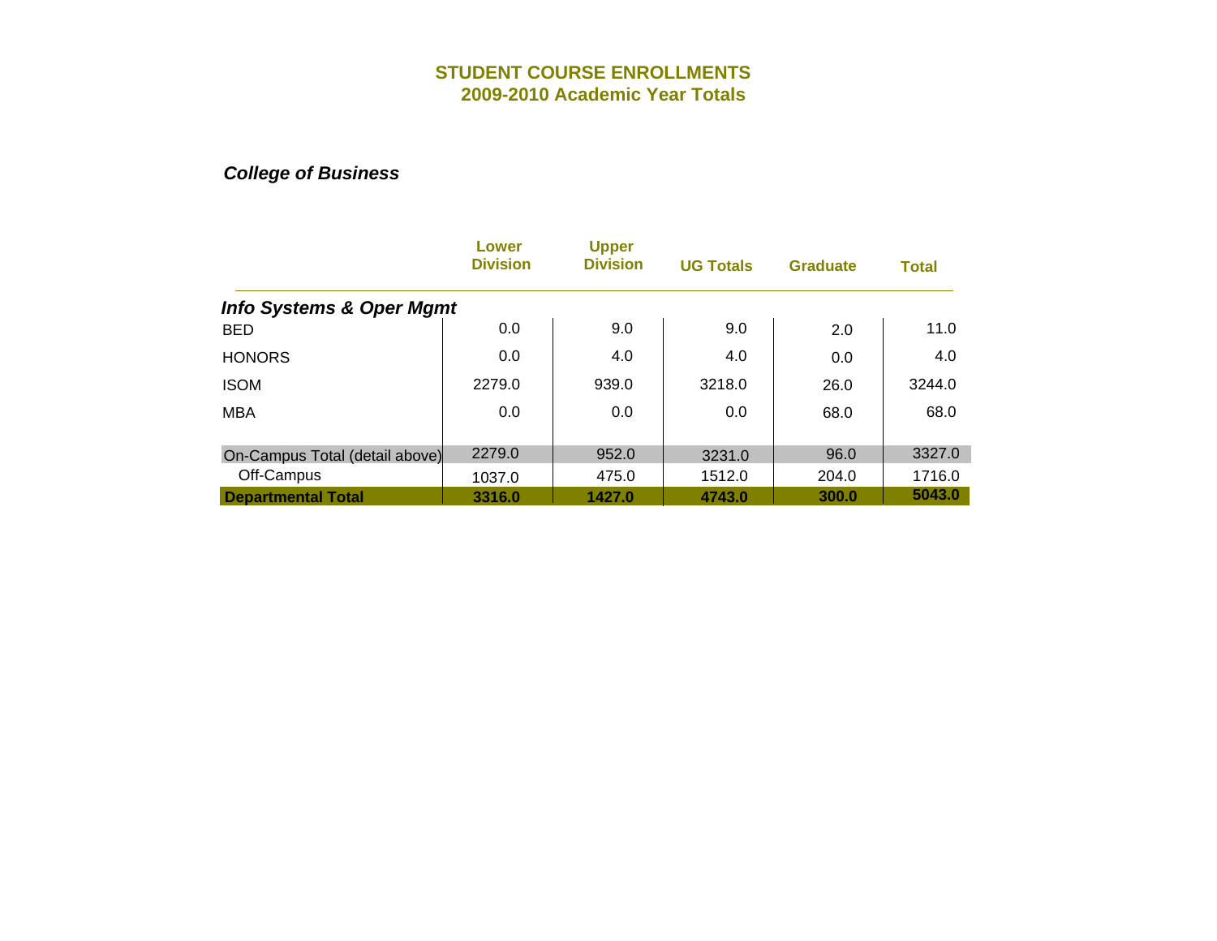# STUDENT COURSE ENROLLMENTS
## 2009-2010 Academic Year Totals

### *College of Business*

| | Lower Division | Upper Division | UG Totals | Graduate | Total |
|---|---|---|---|---|---|
| ***Info Systems & Oper Mgmt*** | | | | | |
| BED | 0.0 | 9.0 | 9.0 | 2.0 | 11.0 |
| HONORS | 0.0 | 4.0 | 4.0 | 0.0 | 4.0 |
| ISOM | 2279.0 | 939.0 | 3218.0 | 26.0 | 3244.0 |
| MBA | 0.0 | 0.0 | 0.0 | 68.0 | 68.0 |
| On-Campus Total (detail above) | 2279.0 | 952.0 | 3231.0 | 96.0 | 3327.0 |
| Off-Campus | 1037.0 | 475.0 | 1512.0 | 204.0 | 1716.0 |
| **Departmental Total** | **3316.0** | **1427.0** | **4743.0** | **300.0** | **5043.0** |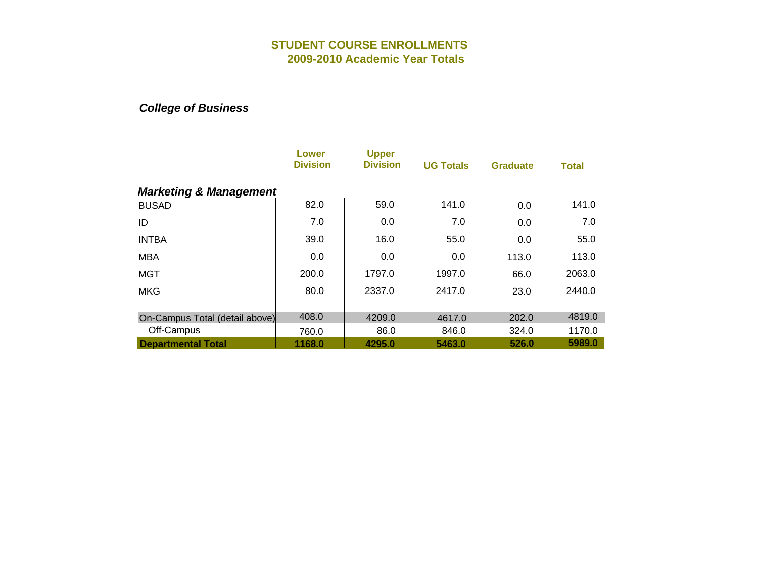# STUDENT COURSE ENROLLMENTS
## 2009-2010 Academic Year Totals

### *College of Business*

| | Lower Division | Upper Division | UG Totals | Graduate | Total |
|---|---|---|---|---|---|
| ***Marketing & Management*** | | | | | |
| BUSAD | 82.0 | 59.0 | 141.0 | 0.0 | 141.0 |
| ID | 7.0 | 0.0 | 7.0 | 0.0 | 7.0 |
| INTBA | 39.0 | 16.0 | 55.0 | 0.0 | 55.0 |
| MBA | 0.0 | 0.0 | 0.0 | 113.0 | 113.0 |
| MGT | 200.0 | 1797.0 | 1997.0 | 66.0 | 2063.0 |
| MKG | 80.0 | 2337.0 | 2417.0 | 23.0 | 2440.0 |
| On-Campus Total (detail above) | 408.0 | 4209.0 | 4617.0 | 202.0 | 4819.0 |
| Off-Campus | 760.0 | 86.0 | 846.0 | 324.0 | 1170.0 |
| **Departmental Total** | **1168.0** | **4295.0** | **5463.0** | **526.0** | **5989.0** |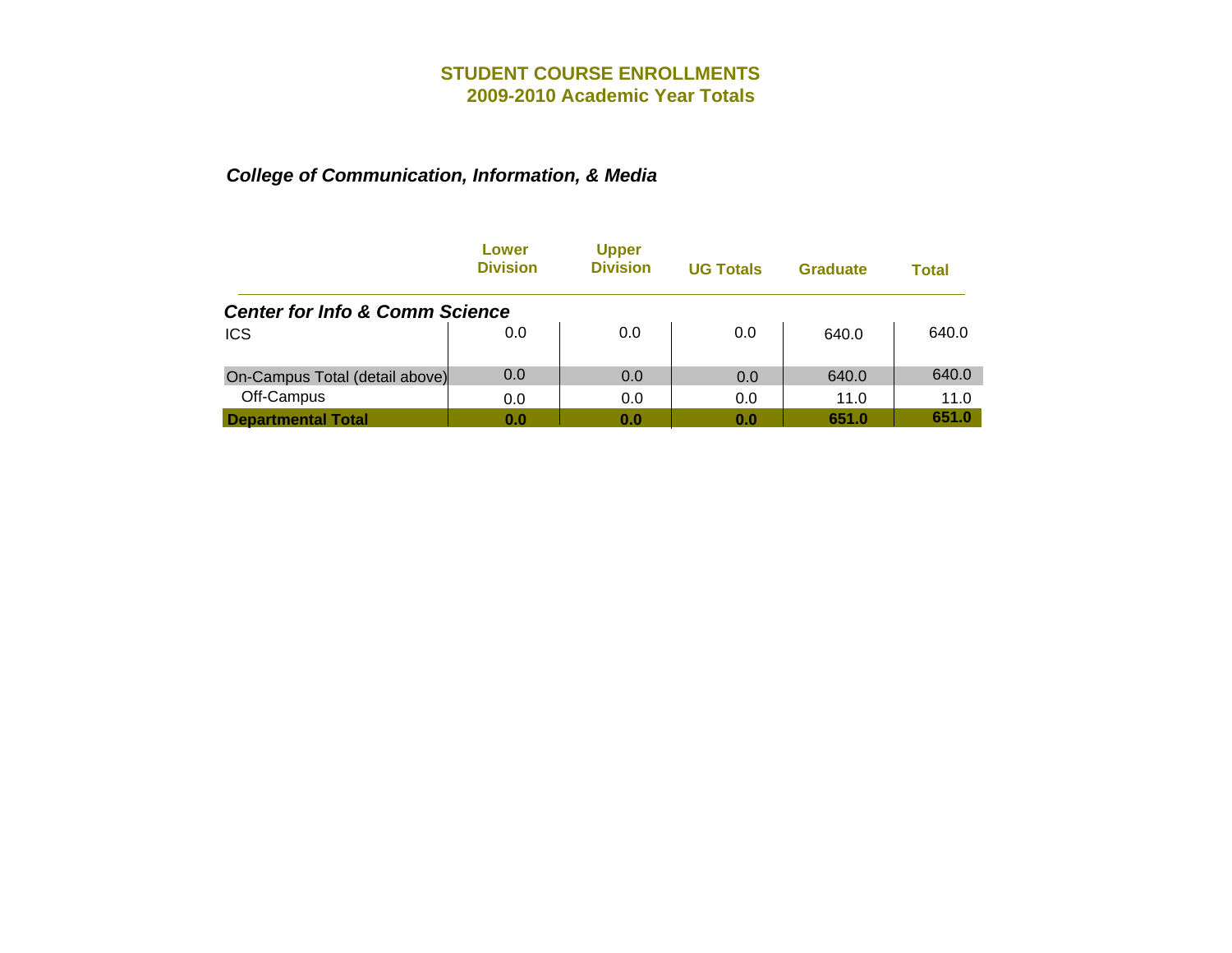# STUDENT COURSE ENROLLMENTS
## 2009-2010 Academic Year Totals

### *College of Communication, Information, & Media*

| | Lower Division | Upper Division | UG Totals | Graduate | Total |
|---|---|---|---|---|---|
| ***Center for Info & Comm Science*** | | | | | |
| ICS | 0.0 | 0.0 | 0.0 | 640.0 | 640.0 |
| On-Campus Total (detail above) | 0.0 | 0.0 | 0.0 | 640.0 | 640.0 |
| Off-Campus | 0.0 | 0.0 | 0.0 | 11.0 | 11.0 |
| **Departmental Total** | **0.0** | **0.0** | **0.0** | **651.0** | **651.0** |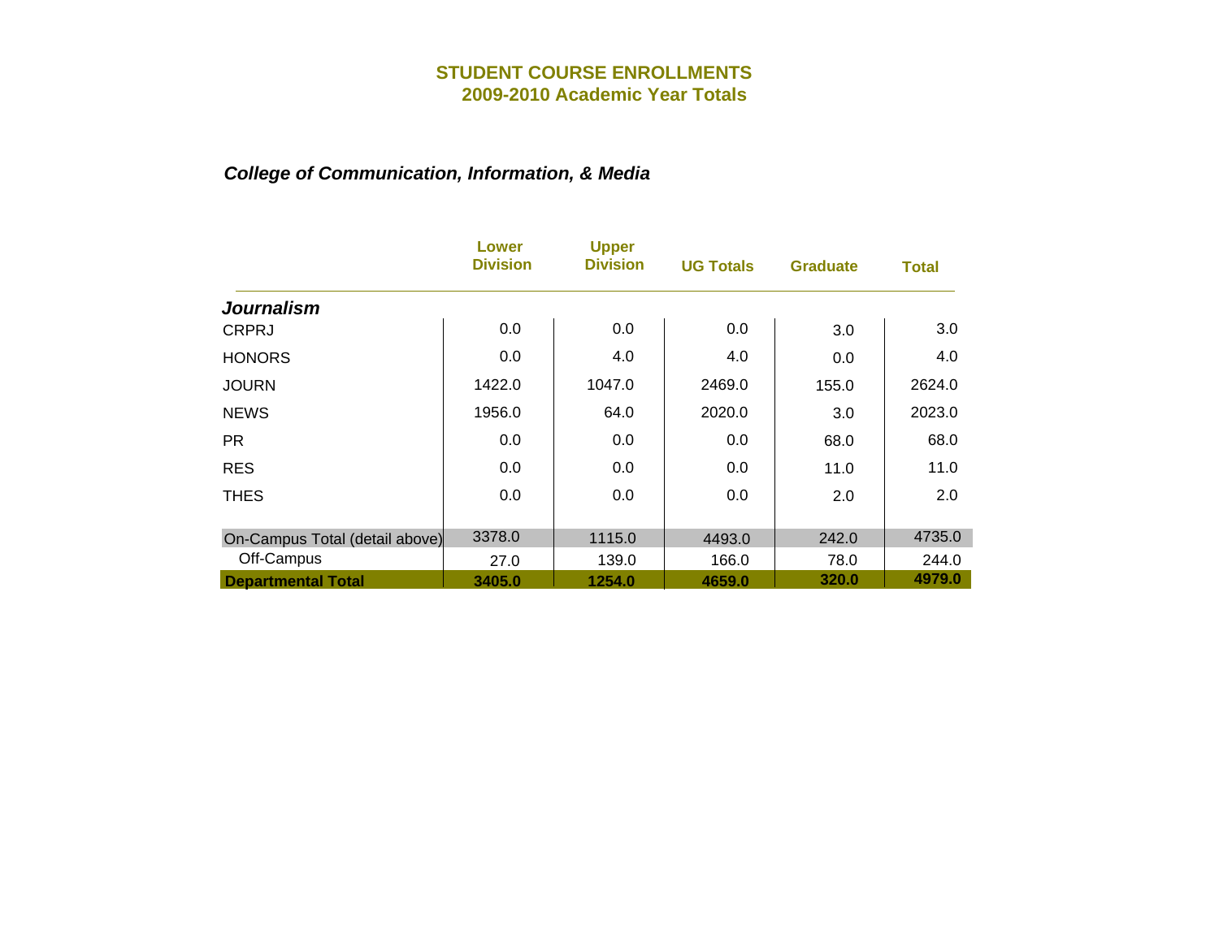## STUDENT COURSE ENROLLMENTS
## 2009-2010 Academic Year Totals

### *College of Communication, Information, & Media*

| | Lower Division | Upper Division | UG Totals | Graduate | Total |
|---|---|---|---|---|---|
| ***Journalism*** | | | | | |
| CRPRJ | 0.0 | 0.0 | 0.0 | 3.0 | 3.0 |
| HONORS | 0.0 | 4.0 | 4.0 | 0.0 | 4.0 |
| JOURN | 1422.0 | 1047.0 | 2469.0 | 155.0 | 2624.0 |
| NEWS | 1956.0 | 64.0 | 2020.0 | 3.0 | 2023.0 |
| PR | 0.0 | 0.0 | 0.0 | 68.0 | 68.0 |
| RES | 0.0 | 0.0 | 0.0 | 11.0 | 11.0 |
| THES | 0.0 | 0.0 | 0.0 | 2.0 | 2.0 |
| On-Campus Total (detail above) | 3378.0 | 1115.0 | 4493.0 | 242.0 | 4735.0 |
| Off-Campus | 27.0 | 139.0 | 166.0 | 78.0 | 244.0 |
| **Departmental Total** | **3405.0** | **1254.0** | **4659.0** | **320.0** | **4979.0** |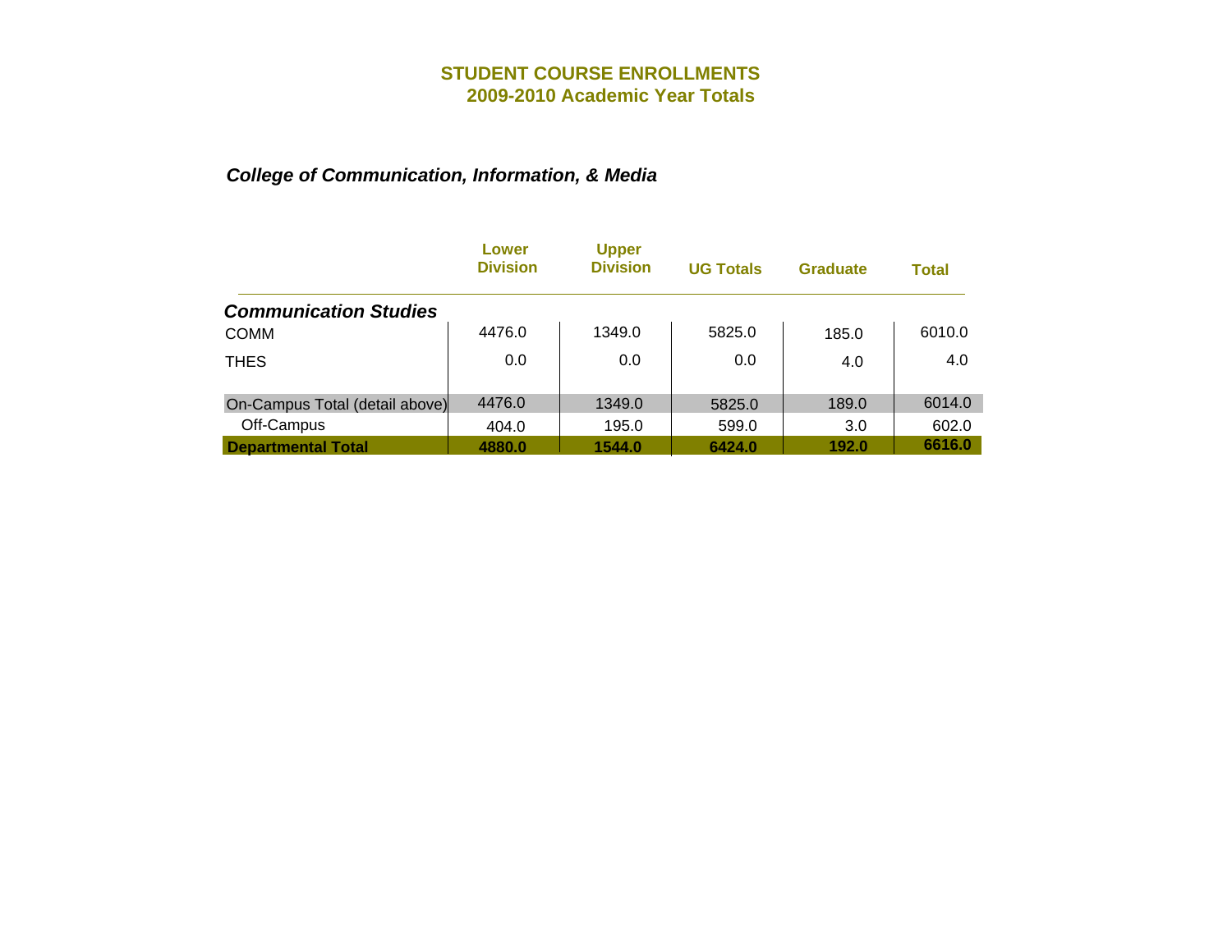# STUDENT COURSE ENROLLMENTS
## 2009-2010 Academic Year Totals

### *College of Communication, Information, & Media*

| | Lower Division | Upper Division | UG Totals | Graduate | Total |
|---|---|---|---|---|---|
| ***Communication Studies*** | | | | | |
| COMM | 4476.0 | 1349.0 | 5825.0 | 185.0 | 6010.0 |
| THES | 0.0 | 0.0 | 0.0 | 4.0 | 4.0 |
| On-Campus Total (detail above) | 4476.0 | 1349.0 | 5825.0 | 189.0 | 6014.0 |
| Off-Campus | 404.0 | 195.0 | 599.0 | 3.0 | 602.0 |
| **Departmental Total** | **4880.0** | **1544.0** | **6424.0** | **192.0** | **6616.0** |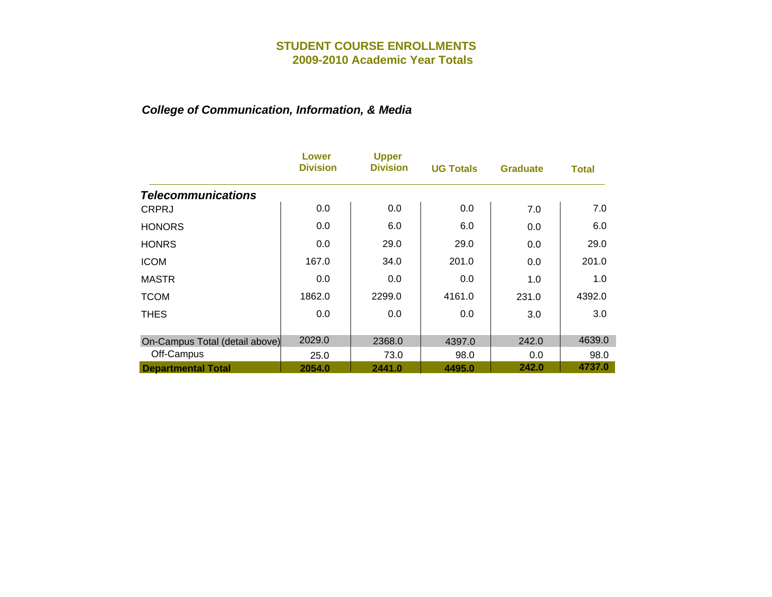# STUDENT COURSE ENROLLMENTS
## 2009-2010 Academic Year Totals

### *College of Communication, Information, & Media*

| | Lower Division | Upper Division | UG Totals | Graduate | Total |
|---|---|---|---|---|---|
| ***Telecommunications*** | | | | | |
| CRPRJ | 0.0 | 0.0 | 0.0 | 7.0 | 7.0 |
| HONORS | 0.0 | 6.0 | 6.0 | 0.0 | 6.0 |
| HONRS | 0.0 | 29.0 | 29.0 | 0.0 | 29.0 |
| ICOM | 167.0 | 34.0 | 201.0 | 0.0 | 201.0 |
| MASTR | 0.0 | 0.0 | 0.0 | 1.0 | 1.0 |
| TCOM | 1862.0 | 2299.0 | 4161.0 | 231.0 | 4392.0 |
| THES | 0.0 | 0.0 | 0.0 | 3.0 | 3.0 |
| On-Campus Total (detail above) | 2029.0 | 2368.0 | 4397.0 | 242.0 | 4639.0 |
| Off-Campus | 25.0 | 73.0 | 98.0 | 0.0 | 98.0 |
| **Departmental Total** | **2054.0** | **2441.0** | **4495.0** | **242.0** | **4737.0** |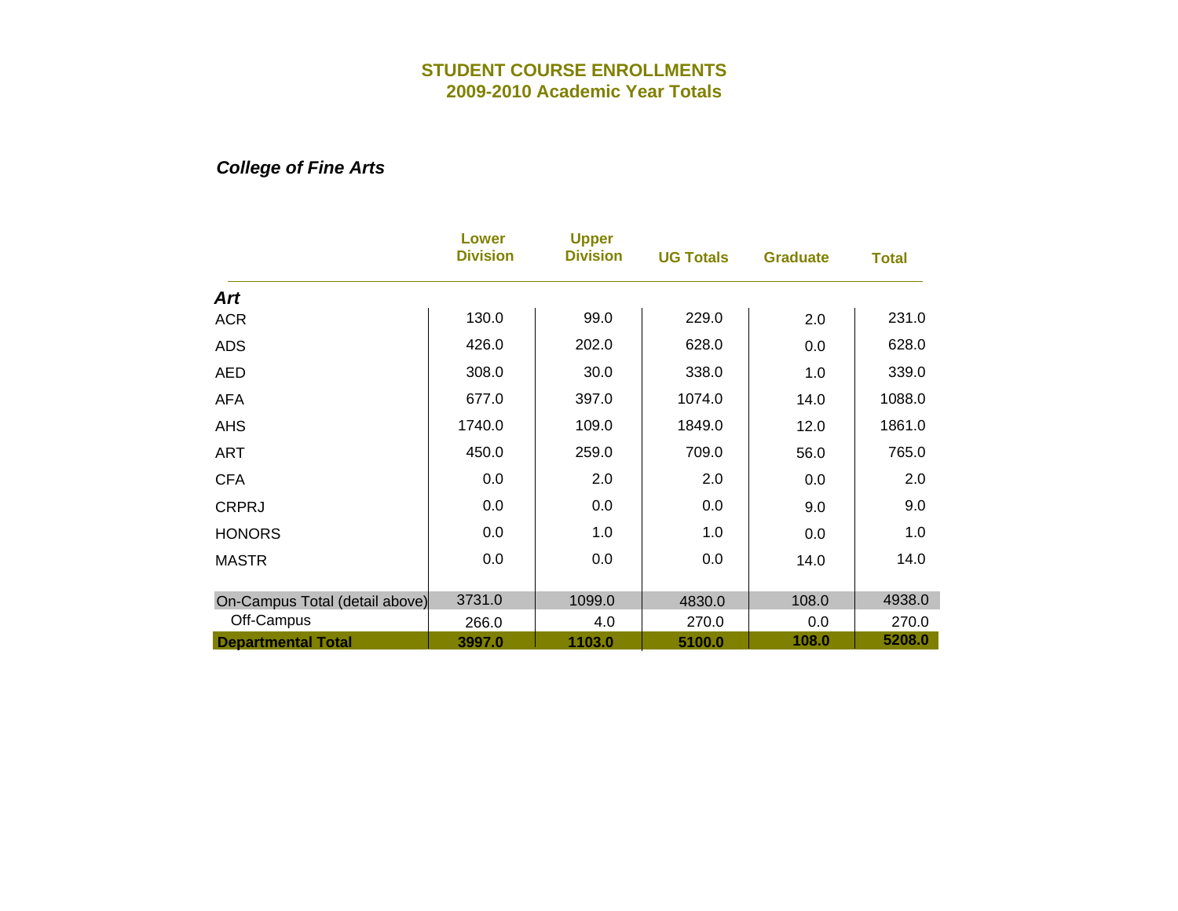# STUDENT COURSE ENROLLMENTS
## 2009-2010 Academic Year Totals

### *College of Fine Arts*

| | Lower Division | Upper Division | UG Totals | Graduate | Total |
|---|---|---|---|---|---|
| ***Art*** | | | | | |
| ACR | 130.0 | 99.0 | 229.0 | 2.0 | 231.0 |
| ADS | 426.0 | 202.0 | 628.0 | 0.0 | 628.0 |
| AED | 308.0 | 30.0 | 338.0 | 1.0 | 339.0 |
| AFA | 677.0 | 397.0 | 1074.0 | 14.0 | 1088.0 |
| AHS | 1740.0 | 109.0 | 1849.0 | 12.0 | 1861.0 |
| ART | 450.0 | 259.0 | 709.0 | 56.0 | 765.0 |
| CFA | 0.0 | 2.0 | 2.0 | 0.0 | 2.0 |
| CRPRJ | 0.0 | 0.0 | 0.0 | 9.0 | 9.0 |
| HONORS | 0.0 | 1.0 | 1.0 | 0.0 | 1.0 |
| MASTR | 0.0 | 0.0 | 0.0 | 14.0 | 14.0 |
| On-Campus Total (detail above) | 3731.0 | 1099.0 | 4830.0 | 108.0 | 4938.0 |
| Off-Campus | 266.0 | 4.0 | 270.0 | 0.0 | 270.0 |
| **Departmental Total** | **3997.0** | **1103.0** | **5100.0** | **108.0** | **5208.0** |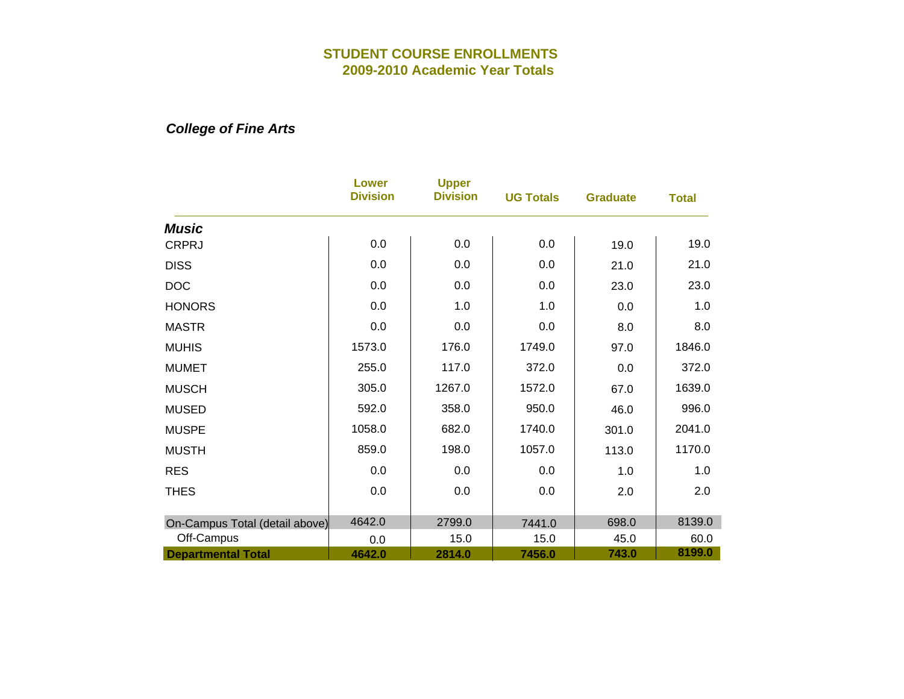# STUDENT COURSE ENROLLMENTS
## 2009-2010 Academic Year Totals

### *College of Fine Arts*

| | Lower Division | Upper Division | UG Totals | Graduate | Total |
|---|---|---|---|---|---|
| ***Music*** | | | | | |
| CRPRJ | 0.0 | 0.0 | 0.0 | 19.0 | 19.0 |
| DISS | 0.0 | 0.0 | 0.0 | 21.0 | 21.0 |
| DOC | 0.0 | 0.0 | 0.0 | 23.0 | 23.0 |
| HONORS | 0.0 | 1.0 | 1.0 | 0.0 | 1.0 |
| MASTR | 0.0 | 0.0 | 0.0 | 8.0 | 8.0 |
| MUHIS | 1573.0 | 176.0 | 1749.0 | 97.0 | 1846.0 |
| MUMET | 255.0 | 117.0 | 372.0 | 0.0 | 372.0 |
| MUSCH | 305.0 | 1267.0 | 1572.0 | 67.0 | 1639.0 |
| MUSED | 592.0 | 358.0 | 950.0 | 46.0 | 996.0 |
| MUSPE | 1058.0 | 682.0 | 1740.0 | 301.0 | 2041.0 |
| MUSTH | 859.0 | 198.0 | 1057.0 | 113.0 | 1170.0 |
| RES | 0.0 | 0.0 | 0.0 | 1.0 | 1.0 |
| THES | 0.0 | 0.0 | 0.0 | 2.0 | 2.0 |
| On-Campus Total (detail above) | 4642.0 | 2799.0 | 7441.0 | 698.0 | 8139.0 |
| Off-Campus | 0.0 | 15.0 | 15.0 | 45.0 | 60.0 |
| **Departmental Total** | **4642.0** | **2814.0** | **7456.0** | **743.0** | **8199.0** |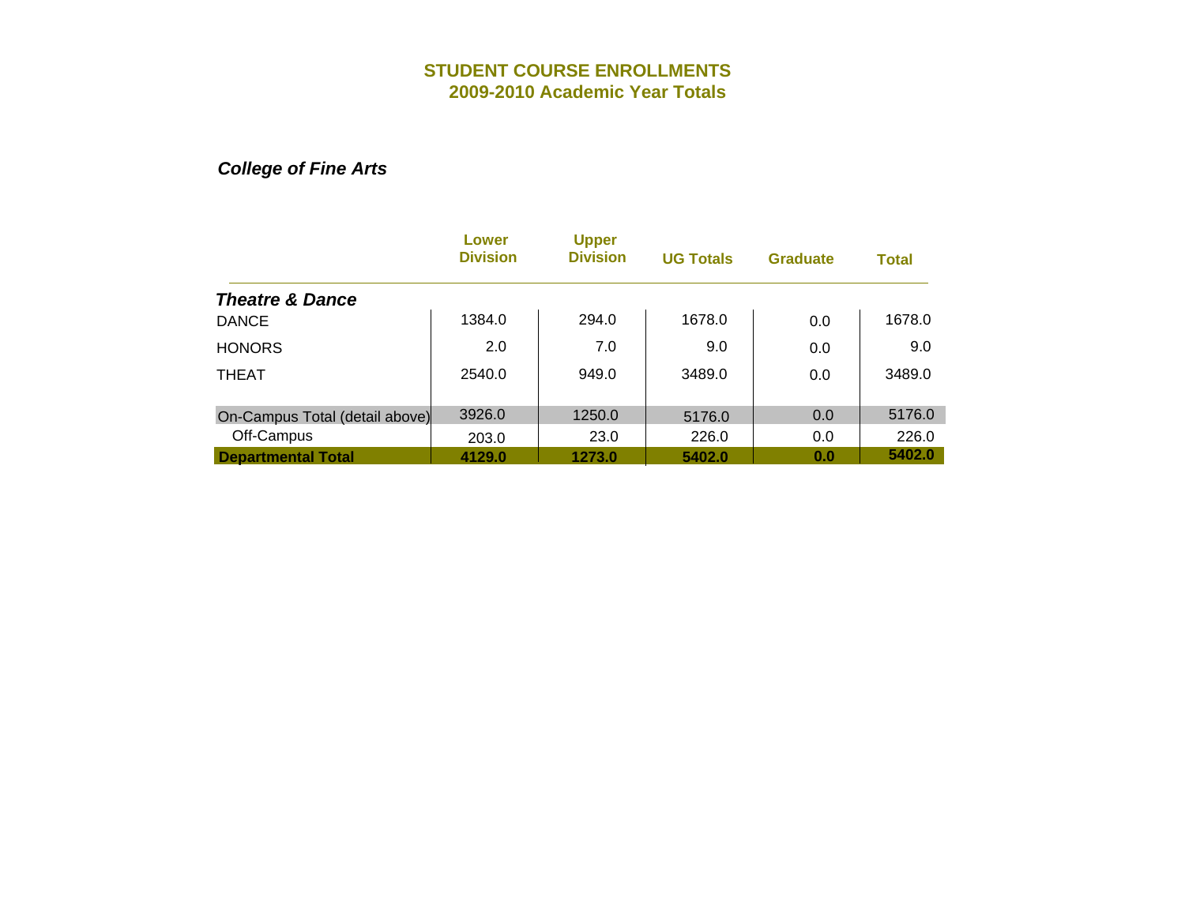# STUDENT COURSE ENROLLMENTS
## 2009-2010 Academic Year Totals

***College of Fine Arts***

| | Lower Division | Upper Division | UG Totals | Graduate | Total |
|---|---|---|---|---|---|
| ***Theatre & Dance*** | | | | | |
| DANCE | 1384.0 | 294.0 | 1678.0 | 0.0 | 1678.0 |
| HONORS | 2.0 | 7.0 | 9.0 | 0.0 | 9.0 |
| THEAT | 2540.0 | 949.0 | 3489.0 | 0.0 | 3489.0 |
| On-Campus Total (detail above) | 3926.0 | 1250.0 | 5176.0 | 0.0 | 5176.0 |
| Off-Campus | 203.0 | 23.0 | 226.0 | 0.0 | 226.0 |
| **Departmental Total** | **4129.0** | **1273.0** | **5402.0** | **0.0** | **5402.0** |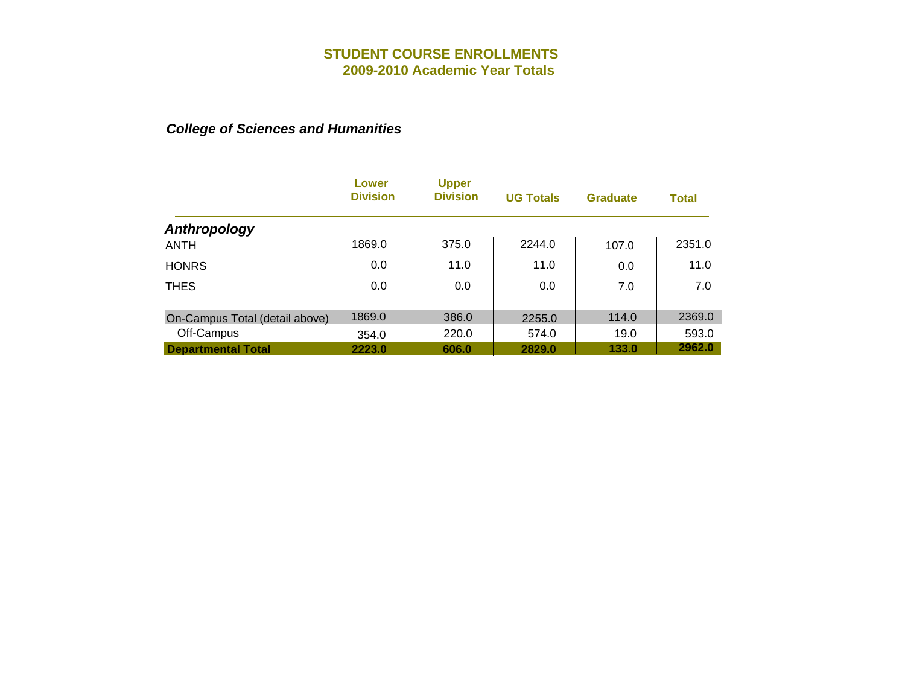# STUDENT COURSE ENROLLMENTS
## 2009-2010 Academic Year Totals

### *College of Sciences and Humanities*

| | Lower Division | Upper Division | UG Totals | Graduate | Total |
|---|---|---|---|---|---|
| ***Anthropology*** | | | | | |
| ANTH | 1869.0 | 375.0 | 2244.0 | 107.0 | 2351.0 |
| HONRS | 0.0 | 11.0 | 11.0 | 0.0 | 11.0 |
| THES | 0.0 | 0.0 | 0.0 | 7.0 | 7.0 |
| On-Campus Total (detail above) | 1869.0 | 386.0 | 2255.0 | 114.0 | 2369.0 |
| Off-Campus | 354.0 | 220.0 | 574.0 | 19.0 | 593.0 |
| **Departmental Total** | **2223.0** | **606.0** | **2829.0** | **133.0** | **2962.0** |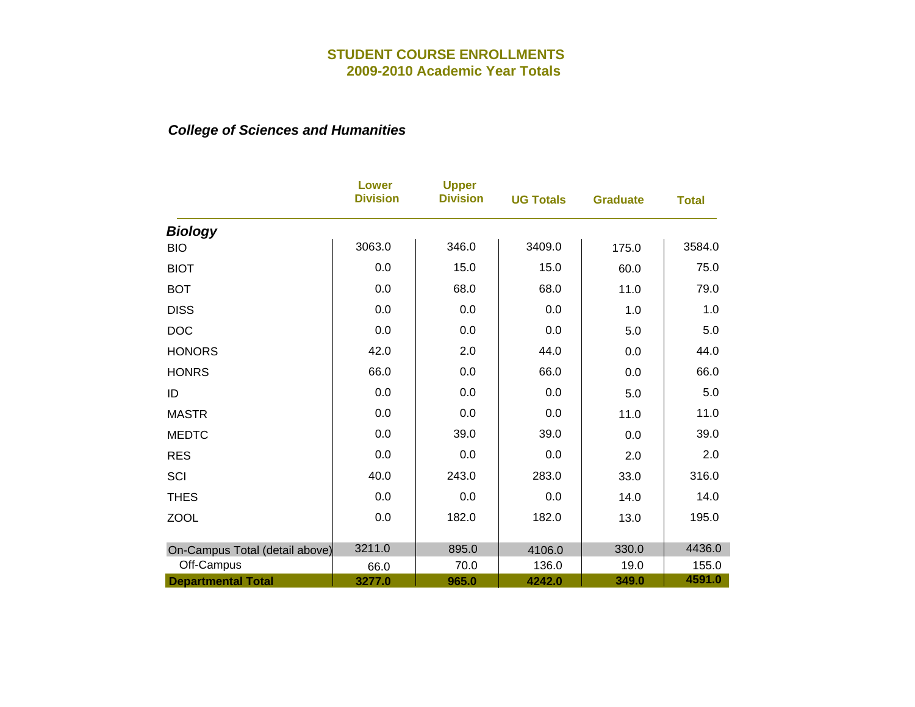# STUDENT COURSE ENROLLMENTS
## 2009-2010 Academic Year Totals

### *College of Sciences and Humanities*

| | Lower Division | Upper Division | UG Totals | Graduate | Total |
|---|---|---|---|---|---|
| ***Biology*** | | | | | |
| BIO | 3063.0 | 346.0 | 3409.0 | 175.0 | 3584.0 |
| BIOT | 0.0 | 15.0 | 15.0 | 60.0 | 75.0 |
| BOT | 0.0 | 68.0 | 68.0 | 11.0 | 79.0 |
| DISS | 0.0 | 0.0 | 0.0 | 1.0 | 1.0 |
| DOC | 0.0 | 0.0 | 0.0 | 5.0 | 5.0 |
| HONORS | 42.0 | 2.0 | 44.0 | 0.0 | 44.0 |
| HONRS | 66.0 | 0.0 | 66.0 | 0.0 | 66.0 |
| ID | 0.0 | 0.0 | 0.0 | 5.0 | 5.0 |
| MASTR | 0.0 | 0.0 | 0.0 | 11.0 | 11.0 |
| MEDTC | 0.0 | 39.0 | 39.0 | 0.0 | 39.0 |
| RES | 0.0 | 0.0 | 0.0 | 2.0 | 2.0 |
| SCI | 40.0 | 243.0 | 283.0 | 33.0 | 316.0 |
| THES | 0.0 | 0.0 | 0.0 | 14.0 | 14.0 |
| ZOOL | 0.0 | 182.0 | 182.0 | 13.0 | 195.0 |
| On-Campus Total (detail above) | 3211.0 | 895.0 | 4106.0 | 330.0 | 4436.0 |
| Off-Campus | 66.0 | 70.0 | 136.0 | 19.0 | 155.0 |
| **Departmental Total** | **3277.0** | **965.0** | **4242.0** | **349.0** | **4591.0** |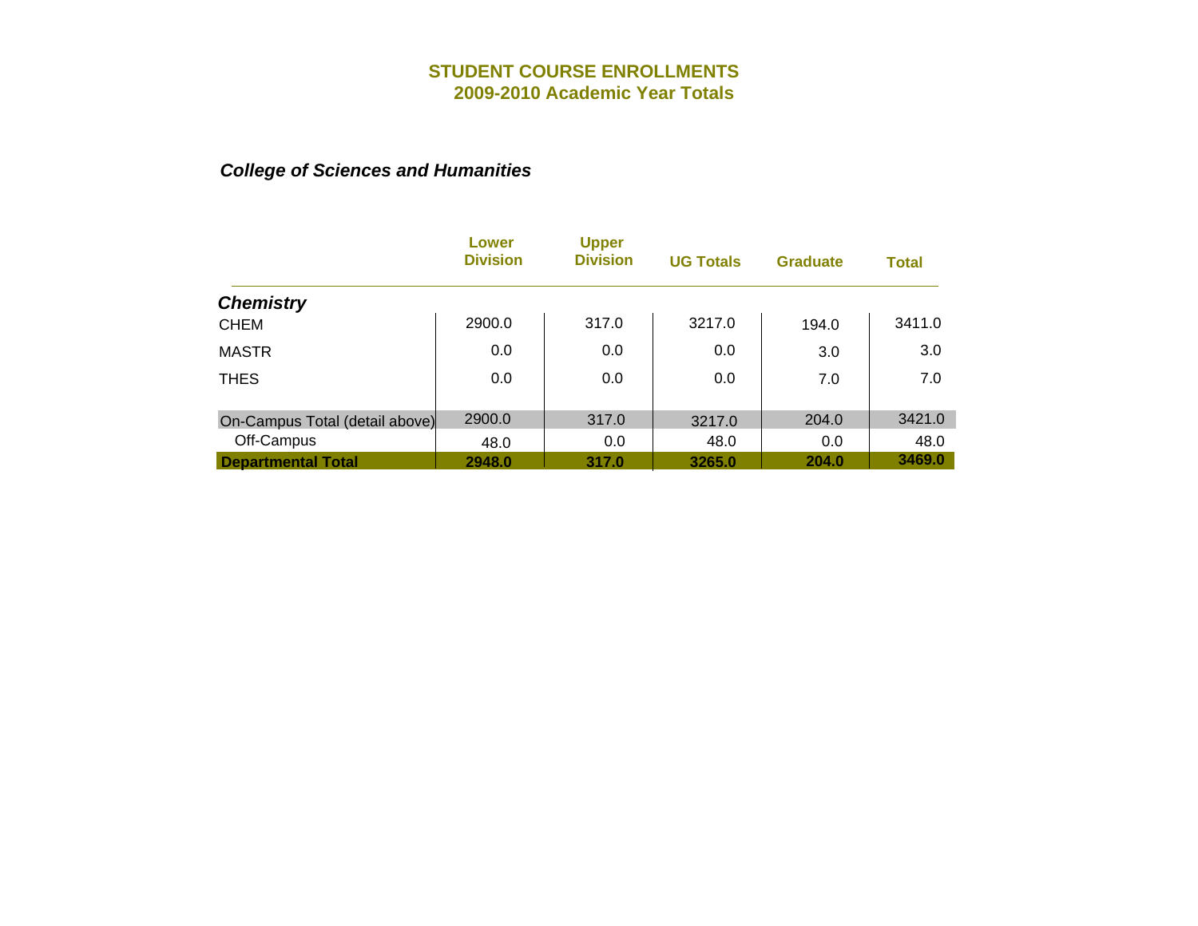# STUDENT COURSE ENROLLMENTS
## 2009-2010 Academic Year Totals

### *College of Sciences and Humanities*

| | Lower Division | Upper Division | UG Totals | Graduate | Total |
|---|---|---|---|---|---|
| ***Chemistry*** | | | | | |
| CHEM | 2900.0 | 317.0 | 3217.0 | 194.0 | 3411.0 |
| MASTR | 0.0 | 0.0 | 0.0 | 3.0 | 3.0 |
| THES | 0.0 | 0.0 | 0.0 | 7.0 | 7.0 |
| On-Campus Total (detail above) | 2900.0 | 317.0 | 3217.0 | 204.0 | 3421.0 |
| Off-Campus | 48.0 | 0.0 | 48.0 | 0.0 | 48.0 |
| **Departmental Total** | **2948.0** | **317.0** | **3265.0** | **204.0** | **3469.0** |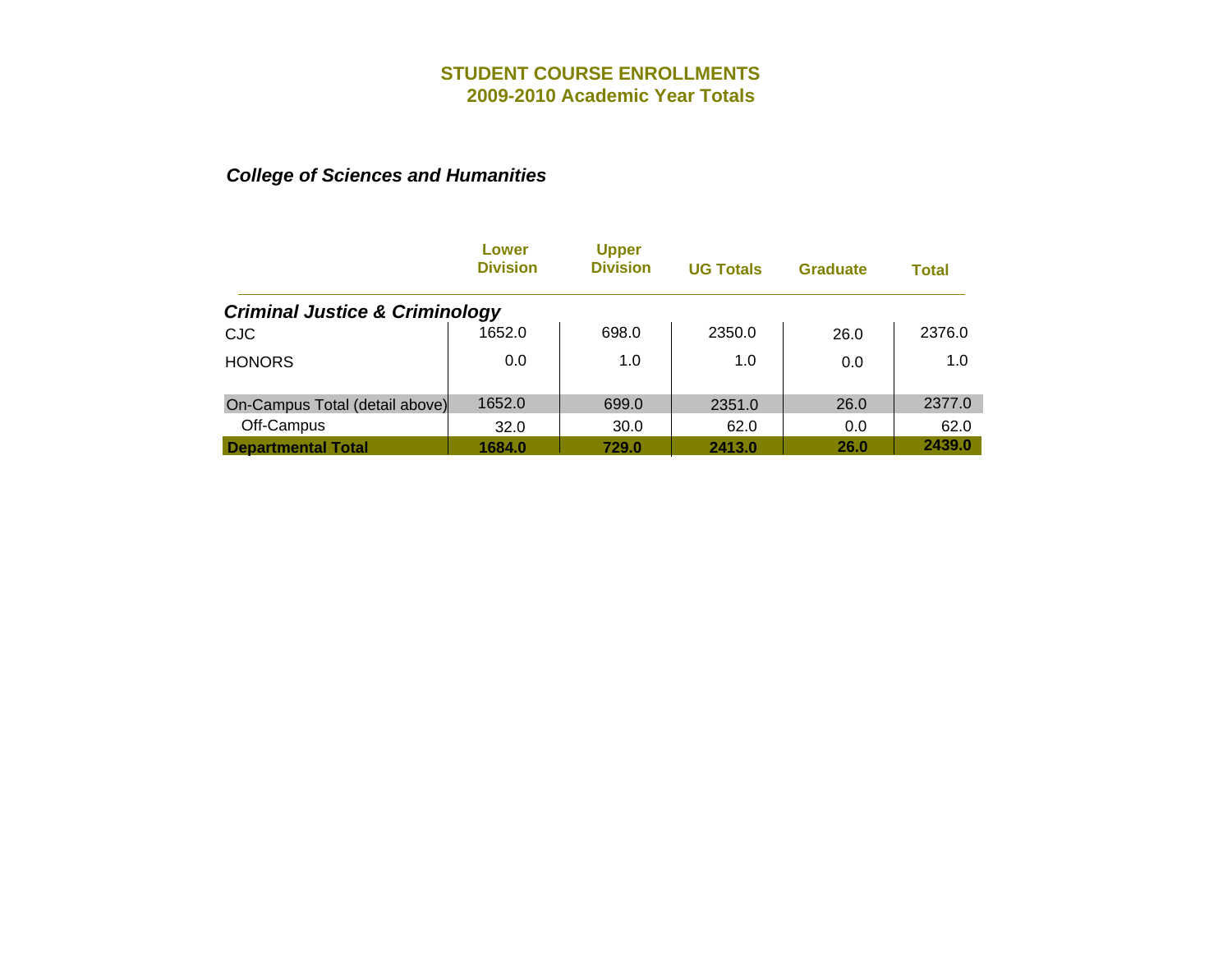# STUDENT COURSE ENROLLMENTS
## 2009-2010 Academic Year Totals

### *College of Sciences and Humanities*

| | Lower Division | Upper Division | UG Totals | Graduate | Total |
|---|---|---|---|---|---|
| ***Criminal Justice & Criminology*** | | | | | |
| CJC | 1652.0 | 698.0 | 2350.0 | 26.0 | 2376.0 |
| HONORS | 0.0 | 1.0 | 1.0 | 0.0 | 1.0 |
| On-Campus Total (detail above) | 1652.0 | 699.0 | 2351.0 | 26.0 | 2377.0 |
| Off-Campus | 32.0 | 30.0 | 62.0 | 0.0 | 62.0 |
| **Departmental Total** | **1684.0** | **729.0** | **2413.0** | **26.0** | **2439.0** |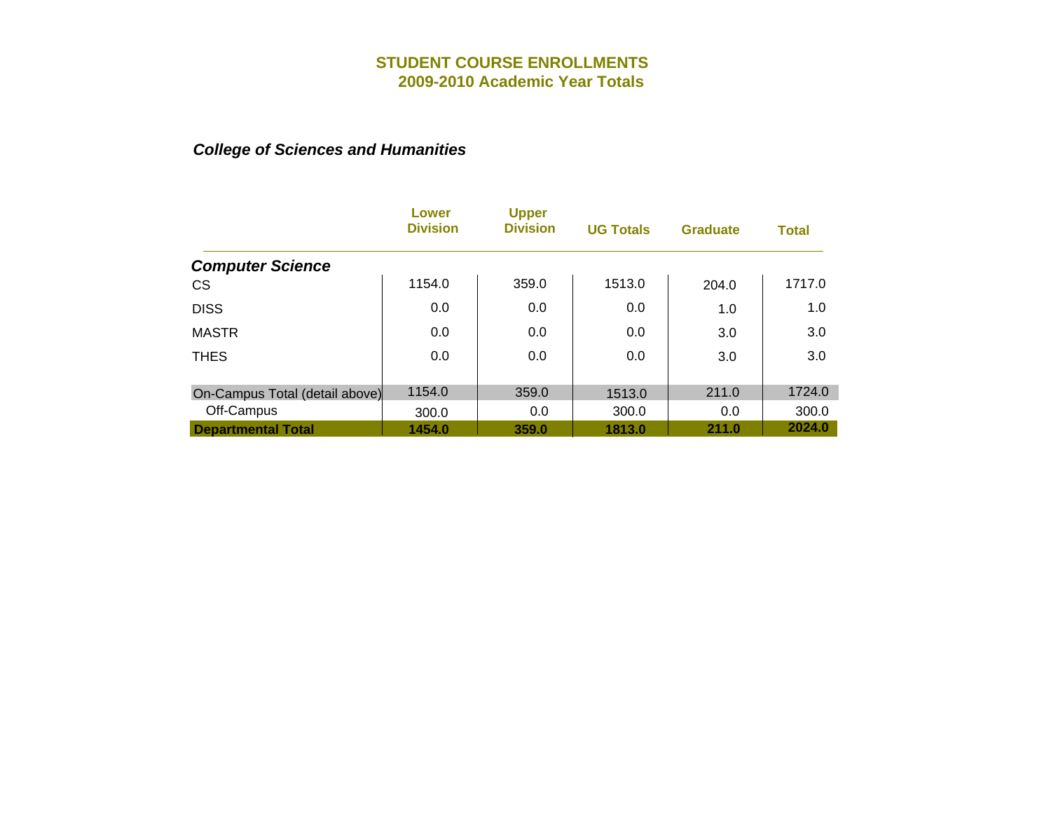# STUDENT COURSE ENROLLMENTS
## 2009-2010 Academic Year Totals

### *College of Sciences and Humanities*

| | Lower Division | Upper Division | UG Totals | Graduate | Total |
|---|---|---|---|---|---|
| ***Computer Science*** | | | | | |
| CS | 1154.0 | 359.0 | 1513.0 | 204.0 | 1717.0 |
| DISS | 0.0 | 0.0 | 0.0 | 1.0 | 1.0 |
| MASTR | 0.0 | 0.0 | 0.0 | 3.0 | 3.0 |
| THES | 0.0 | 0.0 | 0.0 | 3.0 | 3.0 |
| On-Campus Total (detail above) | 1154.0 | 359.0 | 1513.0 | 211.0 | 1724.0 |
| Off-Campus | 300.0 | 0.0 | 300.0 | 0.0 | 300.0 |
| **Departmental Total** | **1454.0** | **359.0** | **1813.0** | **211.0** | **2024.0** |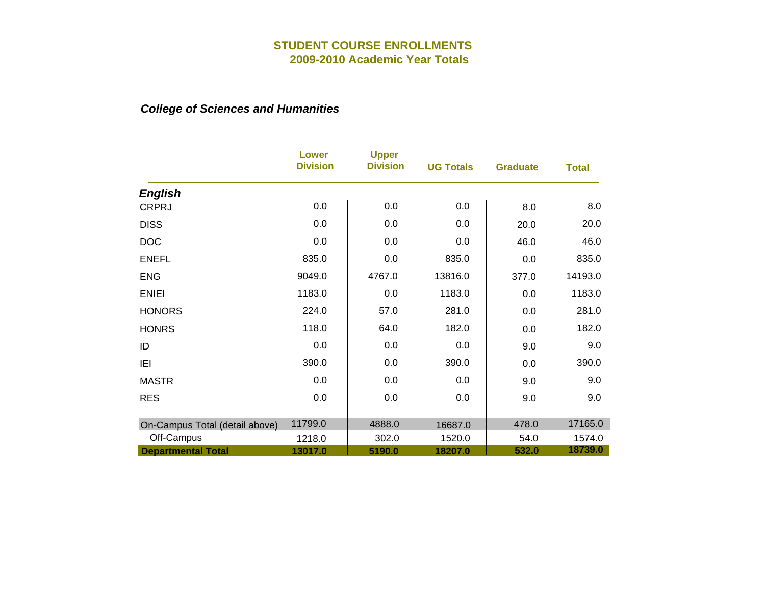# STUDENT COURSE ENROLLMENTS
## 2009-2010 Academic Year Totals

### *College of Sciences and Humanities*

| | Lower Division | Upper Division | UG Totals | Graduate | Total |
|---|---|---|---|---|---|
| ***English*** | | | | | |
| CRPRJ | 0.0 | 0.0 | 0.0 | 8.0 | 8.0 |
| DISS | 0.0 | 0.0 | 0.0 | 20.0 | 20.0 |
| DOC | 0.0 | 0.0 | 0.0 | 46.0 | 46.0 |
| ENEFL | 835.0 | 0.0 | 835.0 | 0.0 | 835.0 |
| ENG | 9049.0 | 4767.0 | 13816.0 | 377.0 | 14193.0 |
| ENIEI | 1183.0 | 0.0 | 1183.0 | 0.0 | 1183.0 |
| HONORS | 224.0 | 57.0 | 281.0 | 0.0 | 281.0 |
| HONRS | 118.0 | 64.0 | 182.0 | 0.0 | 182.0 |
| ID | 0.0 | 0.0 | 0.0 | 9.0 | 9.0 |
| IEI | 390.0 | 0.0 | 390.0 | 0.0 | 390.0 |
| MASTR | 0.0 | 0.0 | 0.0 | 9.0 | 9.0 |
| RES | 0.0 | 0.0 | 0.0 | 9.0 | 9.0 |
| On-Campus Total (detail above) | 11799.0 | 4888.0 | 16687.0 | 478.0 | 17165.0 |
| Off-Campus | 1218.0 | 302.0 | 1520.0 | 54.0 | 1574.0 |
| **Departmental Total** | **13017.0** | **5190.0** | **18207.0** | **532.0** | **18739.0** |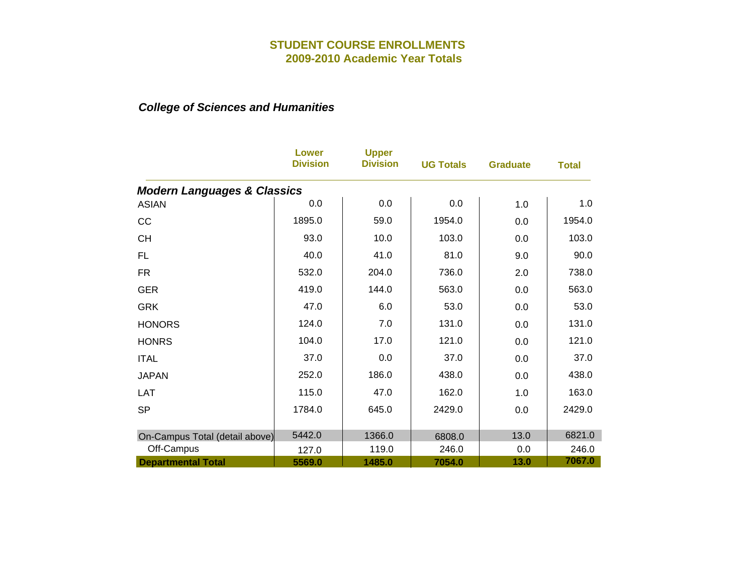# STUDENT COURSE ENROLLMENTS
## 2009-2010 Academic Year Totals

### *College of Sciences and Humanities*

| | Lower Division | Upper Division | UG Totals | Graduate | Total |
|---|---|---|---|---|---|
| ***Modern Languages & Classics*** | | | | | |
| ASIAN | 0.0 | 0.0 | 0.0 | 1.0 | 1.0 |
| CC | 1895.0 | 59.0 | 1954.0 | 0.0 | 1954.0 |
| CH | 93.0 | 10.0 | 103.0 | 0.0 | 103.0 |
| FL | 40.0 | 41.0 | 81.0 | 9.0 | 90.0 |
| FR | 532.0 | 204.0 | 736.0 | 2.0 | 738.0 |
| GER | 419.0 | 144.0 | 563.0 | 0.0 | 563.0 |
| GRK | 47.0 | 6.0 | 53.0 | 0.0 | 53.0 |
| HONORS | 124.0 | 7.0 | 131.0 | 0.0 | 131.0 |
| HONRS | 104.0 | 17.0 | 121.0 | 0.0 | 121.0 |
| ITAL | 37.0 | 0.0 | 37.0 | 0.0 | 37.0 |
| JAPAN | 252.0 | 186.0 | 438.0 | 0.0 | 438.0 |
| LAT | 115.0 | 47.0 | 162.0 | 1.0 | 163.0 |
| SP | 1784.0 | 645.0 | 2429.0 | 0.0 | 2429.0 |
| On-Campus Total (detail above) | 5442.0 | 1366.0 | 6808.0 | 13.0 | 6821.0 |
| Off-Campus | 127.0 | 119.0 | 246.0 | 0.0 | 246.0 |
| **Departmental Total** | **5569.0** | **1485.0** | **7054.0** | **13.0** | **7067.0** |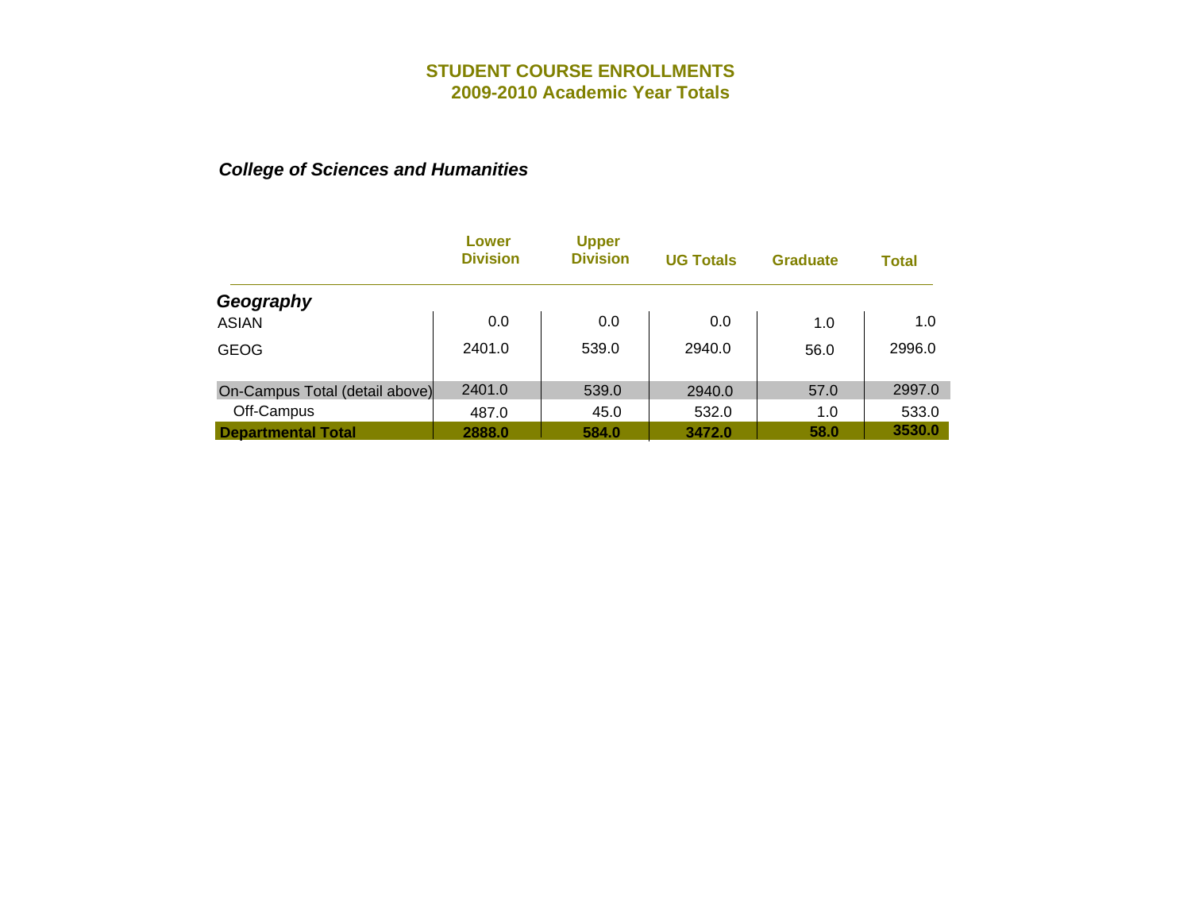# STUDENT COURSE ENROLLMENTS
## 2009-2010 Academic Year Totals

***College of Sciences and Humanities***

| | Lower Division | Upper Division | UG Totals | Graduate | Total |
|---|---|---|---|---|---|
| ***Geography*** | | | | | |
| ASIAN | 0.0 | 0.0 | 0.0 | 1.0 | 1.0 |
| GEOG | 2401.0 | 539.0 | 2940.0 | 56.0 | 2996.0 |
| On-Campus Total (detail above) | 2401.0 | 539.0 | 2940.0 | 57.0 | 2997.0 |
| Off-Campus | 487.0 | 45.0 | 532.0 | 1.0 | 533.0 |
| **Departmental Total** | **2888.0** | **584.0** | **3472.0** | **58.0** | **3530.0** |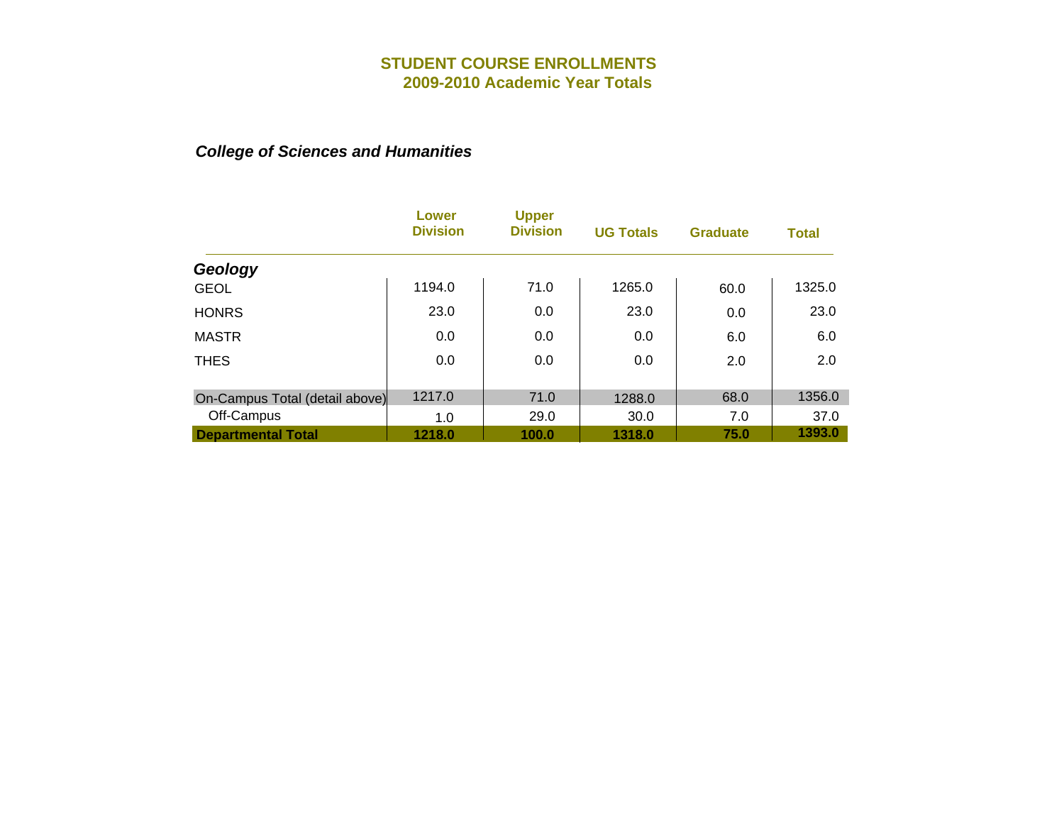# STUDENT COURSE ENROLLMENTS
## 2009-2010 Academic Year Totals

### *College of Sciences and Humanities*

| | Lower Division | Upper Division | UG Totals | Graduate | Total |
|---|---|---|---|---|---|
| ***Geology*** | | | | | |
| GEOL | 1194.0 | 71.0 | 1265.0 | 60.0 | 1325.0 |
| HONRS | 23.0 | 0.0 | 23.0 | 0.0 | 23.0 |
| MASTR | 0.0 | 0.0 | 0.0 | 6.0 | 6.0 |
| THES | 0.0 | 0.0 | 0.0 | 2.0 | 2.0 |
| On-Campus Total (detail above) | 1217.0 | 71.0 | 1288.0 | 68.0 | 1356.0 |
| Off-Campus | 1.0 | 29.0 | 30.0 | 7.0 | 37.0 |
| **Departmental Total** | **1218.0** | **100.0** | **1318.0** | **75.0** | **1393.0** |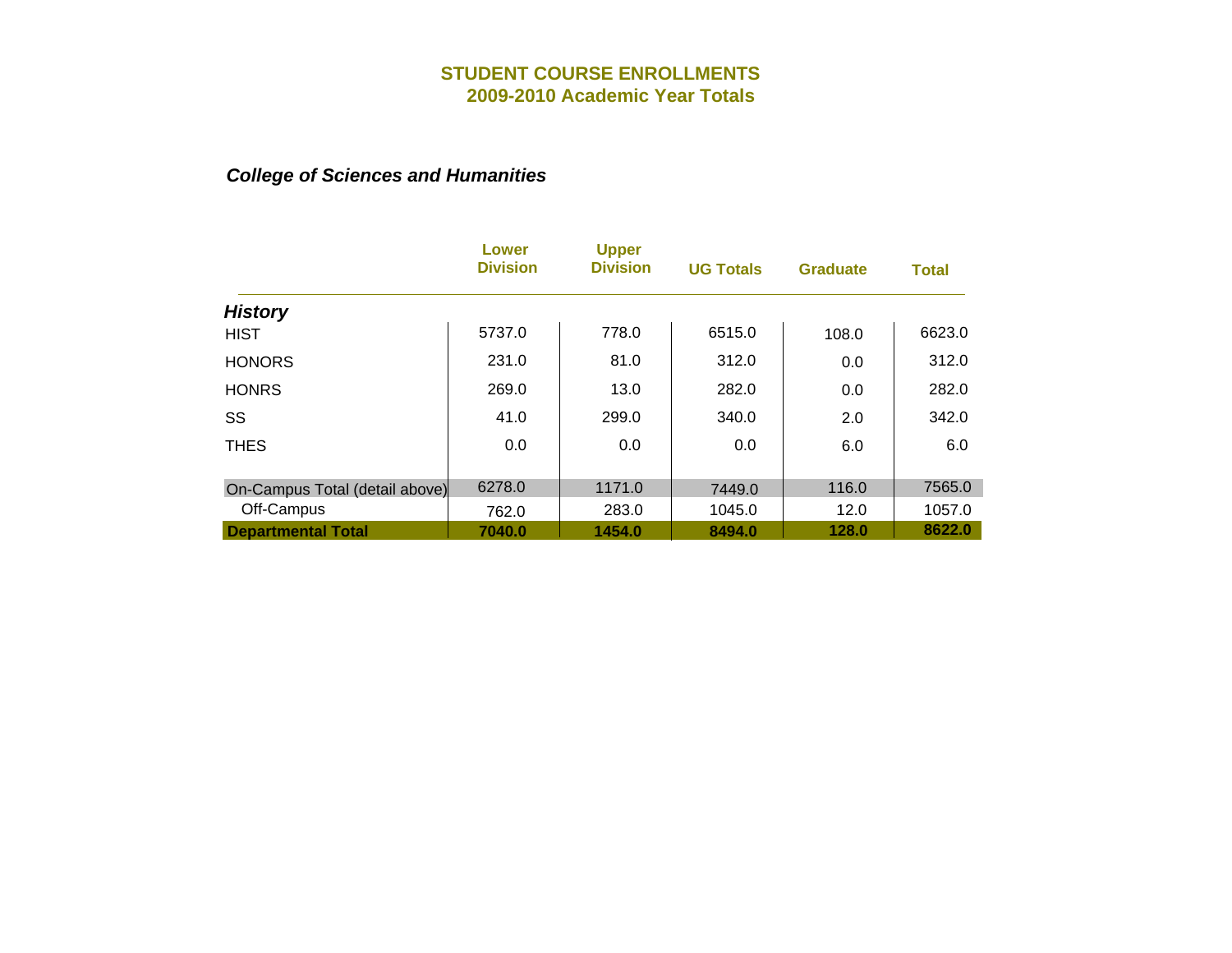# STUDENT COURSE ENROLLMENTS
## 2009-2010 Academic Year Totals

### *College of Sciences and Humanities*

| | Lower Division | Upper Division | UG Totals | Graduate | Total |
|---|---|---|---|---|---|
| ***History*** | | | | | |
| HIST | 5737.0 | 778.0 | 6515.0 | 108.0 | 6623.0 |
| HONORS | 231.0 | 81.0 | 312.0 | 0.0 | 312.0 |
| HONRS | 269.0 | 13.0 | 282.0 | 0.0 | 282.0 |
| SS | 41.0 | 299.0 | 340.0 | 2.0 | 342.0 |
| THES | 0.0 | 0.0 | 0.0 | 6.0 | 6.0 |
| On-Campus Total (detail above) | 6278.0 | 1171.0 | 7449.0 | 116.0 | 7565.0 |
| Off-Campus | 762.0 | 283.0 | 1045.0 | 12.0 | 1057.0 |
| **Departmental Total** | **7040.0** | **1454.0** | **8494.0** | **128.0** | **8622.0** |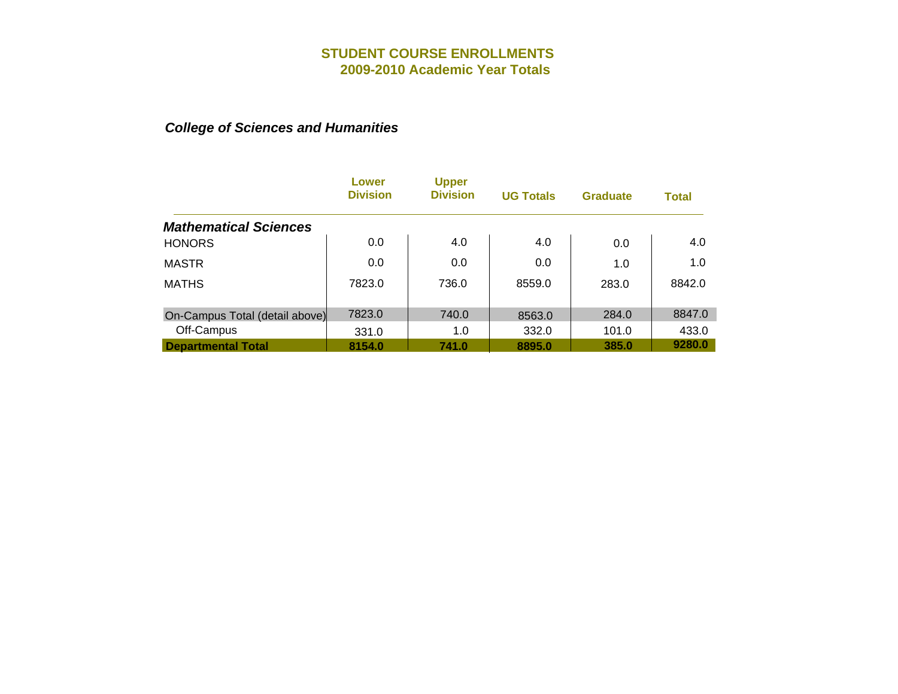## STUDENT COURSE ENROLLMENTS
## 2009-2010 Academic Year Totals

### *College of Sciences and Humanities*

| | Lower Division | Upper Division | UG Totals | Graduate | Total |
|---|---|---|---|---|---|
| ***Mathematical Sciences*** | | | | | |
| HONORS | 0.0 | 4.0 | 4.0 | 0.0 | 4.0 |
| MASTR | 0.0 | 0.0 | 0.0 | 1.0 | 1.0 |
| MATHS | 7823.0 | 736.0 | 8559.0 | 283.0 | 8842.0 |
| On-Campus Total (detail above) | 7823.0 | 740.0 | 8563.0 | 284.0 | 8847.0 |
| Off-Campus | 331.0 | 1.0 | 332.0 | 101.0 | 433.0 |
| **Departmental Total** | **8154.0** | **741.0** | **8895.0** | **385.0** | **9280.0** |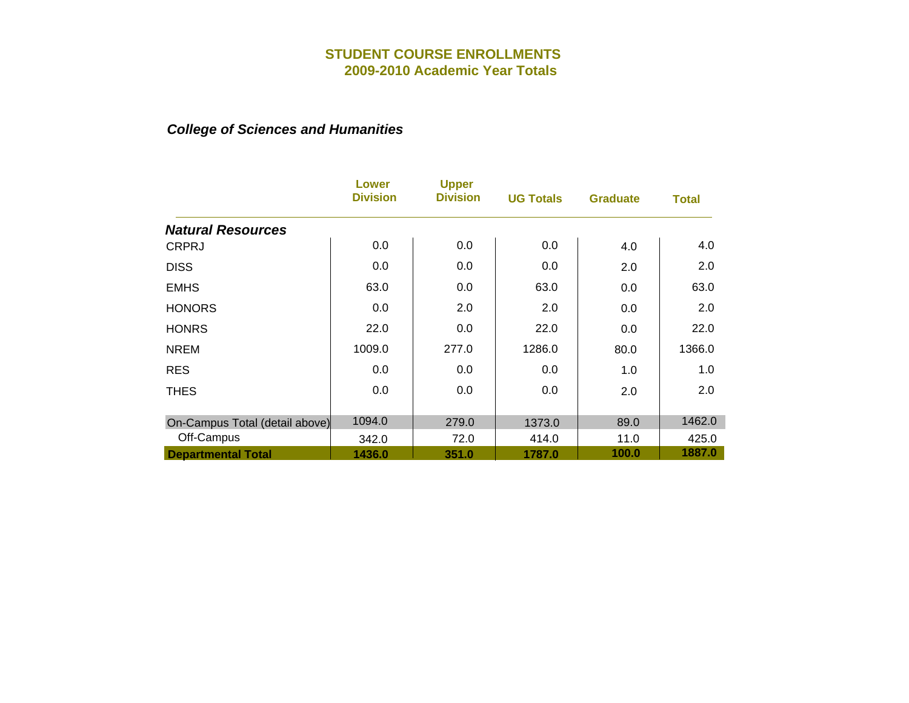# STUDENT COURSE ENROLLMENTS
## 2009-2010 Academic Year Totals

### *College of Sciences and Humanities*

| | Lower Division | Upper Division | UG Totals | Graduate | Total |
|---|---|---|---|---|---|
| ***Natural Resources*** | | | | | |
| CRPRJ | 0.0 | 0.0 | 0.0 | 4.0 | 4.0 |
| DISS | 0.0 | 0.0 | 0.0 | 2.0 | 2.0 |
| EMHS | 63.0 | 0.0 | 63.0 | 0.0 | 63.0 |
| HONORS | 0.0 | 2.0 | 2.0 | 0.0 | 2.0 |
| HONRS | 22.0 | 0.0 | 22.0 | 0.0 | 22.0 |
| NREM | 1009.0 | 277.0 | 1286.0 | 80.0 | 1366.0 |
| RES | 0.0 | 0.0 | 0.0 | 1.0 | 1.0 |
| THES | 0.0 | 0.0 | 0.0 | 2.0 | 2.0 |
| On-Campus Total (detail above) | 1094.0 | 279.0 | 1373.0 | 89.0 | 1462.0 |
| Off-Campus | 342.0 | 72.0 | 414.0 | 11.0 | 425.0 |
| **Departmental Total** | **1436.0** | **351.0** | **1787.0** | **100.0** | **1887.0** |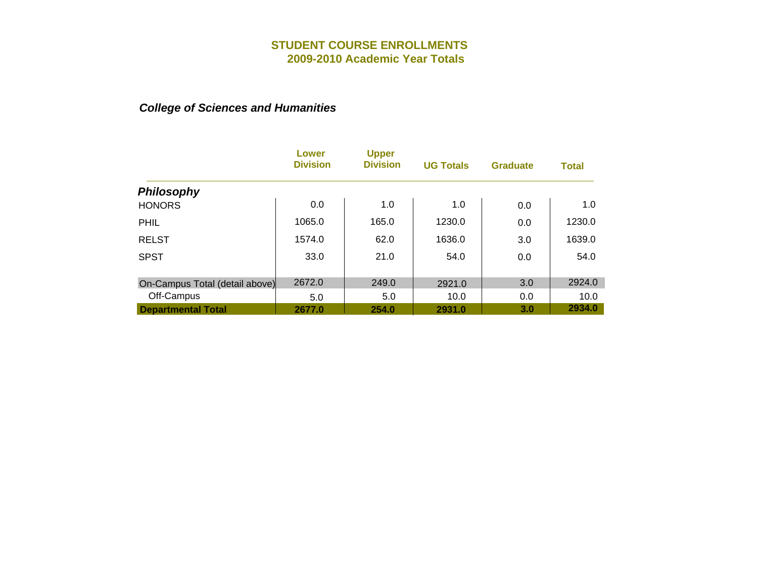# STUDENT COURSE ENROLLMENTS
## 2009-2010 Academic Year Totals

***College of Sciences and Humanities***

| | Lower Division | Upper Division | UG Totals | Graduate | Total |
|---|---|---|---|---|---|
| ***Philosophy*** | | | | | |
| HONORS | 0.0 | 1.0 | 1.0 | 0.0 | 1.0 |
| PHIL | 1065.0 | 165.0 | 1230.0 | 0.0 | 1230.0 |
| RELST | 1574.0 | 62.0 | 1636.0 | 3.0 | 1639.0 |
| SPST | 33.0 | 21.0 | 54.0 | 0.0 | 54.0 |
| On-Campus Total (detail above) | 2672.0 | 249.0 | 2921.0 | 3.0 | 2924.0 |
| Off-Campus | 5.0 | 5.0 | 10.0 | 0.0 | 10.0 |
| **Departmental Total** | **2677.0** | **254.0** | **2931.0** | **3.0** | **2934.0** |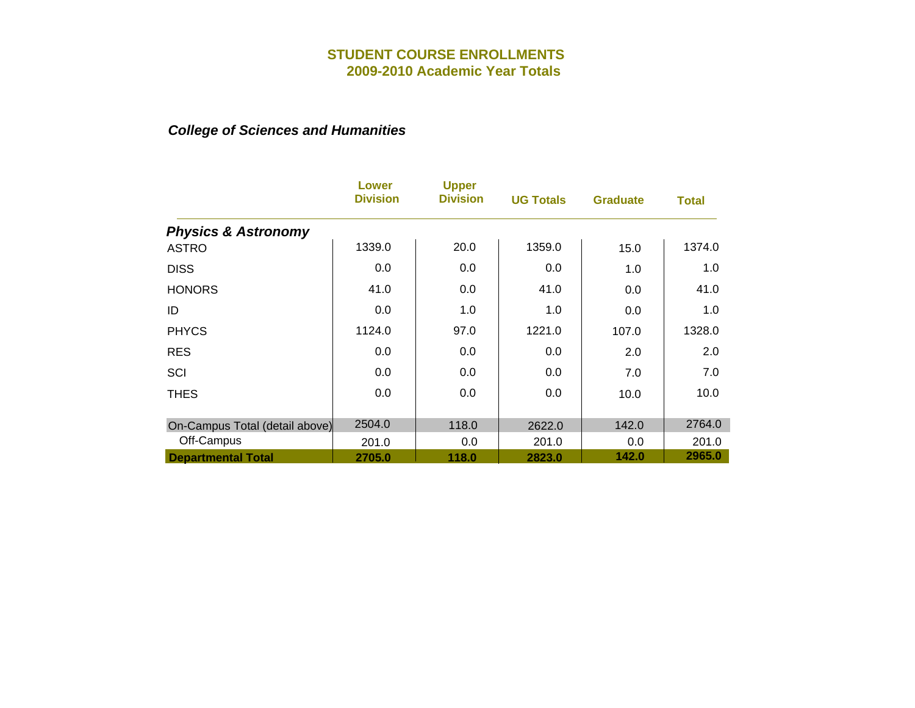# STUDENT COURSE ENROLLMENTS
## 2009-2010 Academic Year Totals

### *College of Sciences and Humanities*

| | Lower Division | Upper Division | UG Totals | Graduate | Total |
|---|---|---|---|---|---|
| ***Physics & Astronomy*** | | | | | |
| ASTRO | 1339.0 | 20.0 | 1359.0 | 15.0 | 1374.0 |
| DISS | 0.0 | 0.0 | 0.0 | 1.0 | 1.0 |
| HONORS | 41.0 | 0.0 | 41.0 | 0.0 | 41.0 |
| ID | 0.0 | 1.0 | 1.0 | 0.0 | 1.0 |
| PHYCS | 1124.0 | 97.0 | 1221.0 | 107.0 | 1328.0 |
| RES | 0.0 | 0.0 | 0.0 | 2.0 | 2.0 |
| SCI | 0.0 | 0.0 | 0.0 | 7.0 | 7.0 |
| THES | 0.0 | 0.0 | 0.0 | 10.0 | 10.0 |
| On-Campus Total (detail above) | 2504.0 | 118.0 | 2622.0 | 142.0 | 2764.0 |
| Off-Campus | 201.0 | 0.0 | 201.0 | 0.0 | 201.0 |
| **Departmental Total** | **2705.0** | **118.0** | **2823.0** | **142.0** | **2965.0** |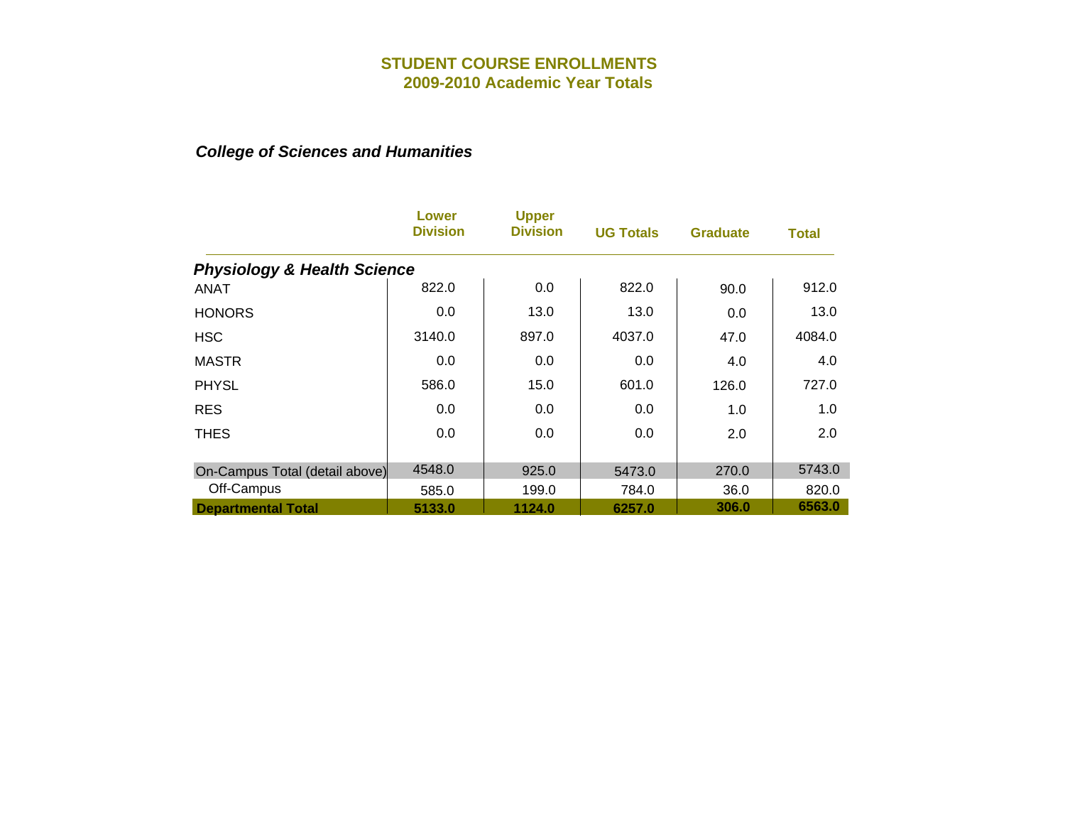# STUDENT COURSE ENROLLMENTS
## 2009-2010 Academic Year Totals

### *College of Sciences and Humanities*

| | Lower Division | Upper Division | UG Totals | Graduate | Total |
|---|---|---|---|---|---|
| ***Physiology & Health Science*** | | | | | |
| ANAT | 822.0 | 0.0 | 822.0 | 90.0 | 912.0 |
| HONORS | 0.0 | 13.0 | 13.0 | 0.0 | 13.0 |
| HSC | 3140.0 | 897.0 | 4037.0 | 47.0 | 4084.0 |
| MASTR | 0.0 | 0.0 | 0.0 | 4.0 | 4.0 |
| PHYSL | 586.0 | 15.0 | 601.0 | 126.0 | 727.0 |
| RES | 0.0 | 0.0 | 0.0 | 1.0 | 1.0 |
| THES | 0.0 | 0.0 | 0.0 | 2.0 | 2.0 |
| On-Campus Total (detail above) | 4548.0 | 925.0 | 5473.0 | 270.0 | 5743.0 |
| Off-Campus | 585.0 | 199.0 | 784.0 | 36.0 | 820.0 |
| **Departmental Total** | **5133.0** | **1124.0** | **6257.0** | **306.0** | **6563.0** |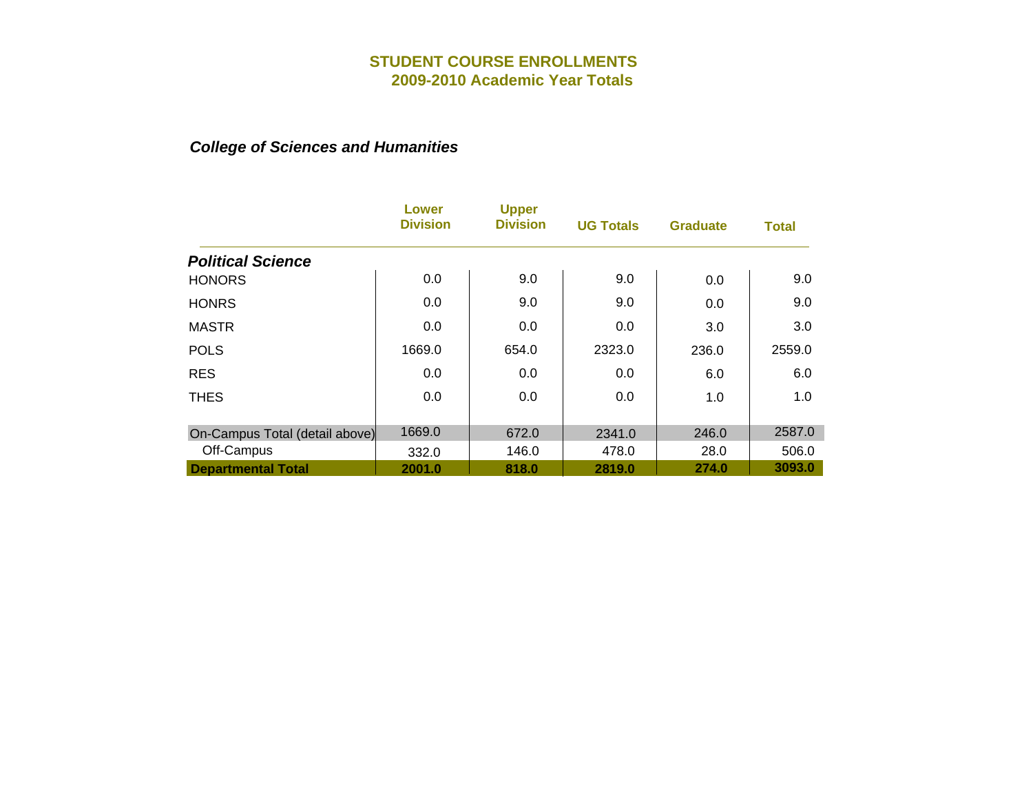# STUDENT COURSE ENROLLMENTS
## 2009-2010 Academic Year Totals

### *College of Sciences and Humanities*

| | Lower Division | Upper Division | UG Totals | Graduate | Total |
|---|---|---|---|---|---|
| ***Political Science*** | | | | | |
| HONORS | 0.0 | 9.0 | 9.0 | 0.0 | 9.0 |
| HONRS | 0.0 | 9.0 | 9.0 | 0.0 | 9.0 |
| MASTR | 0.0 | 0.0 | 0.0 | 3.0 | 3.0 |
| POLS | 1669.0 | 654.0 | 2323.0 | 236.0 | 2559.0 |
| RES | 0.0 | 0.0 | 0.0 | 6.0 | 6.0 |
| THES | 0.0 | 0.0 | 0.0 | 1.0 | 1.0 |
| On-Campus Total (detail above) | 1669.0 | 672.0 | 2341.0 | 246.0 | 2587.0 |
| Off-Campus | 332.0 | 146.0 | 478.0 | 28.0 | 506.0 |
| **Departmental Total** | **2001.0** | **818.0** | **2819.0** | **274.0** | **3093.0** |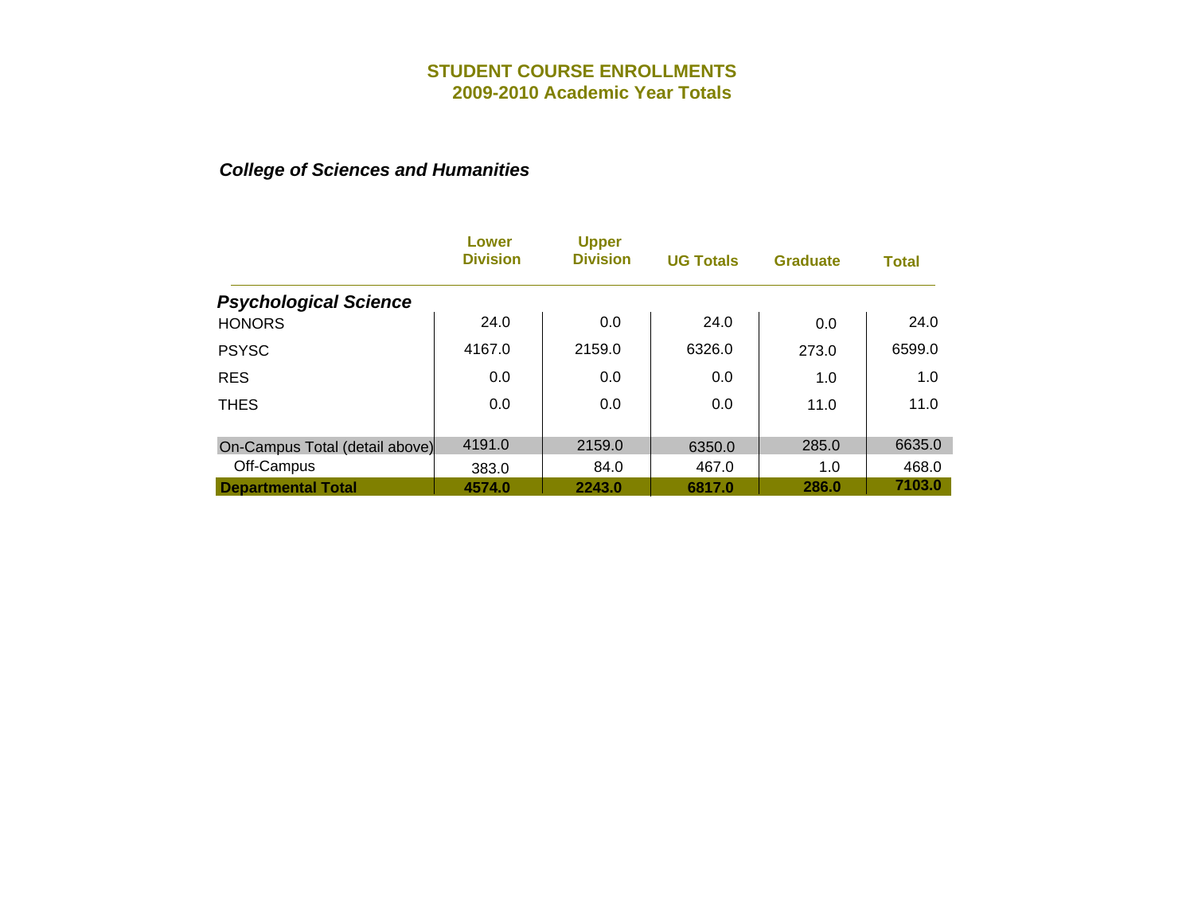# STUDENT COURSE ENROLLMENTS
## 2009-2010 Academic Year Totals

***College of Sciences and Humanities***

| | Lower Division | Upper Division | UG Totals | Graduate | Total |
|---|---|---|---|---|---|
| ***Psychological Science*** | | | | | |
| HONORS | 24.0 | 0.0 | 24.0 | 0.0 | 24.0 |
| PSYSC | 4167.0 | 2159.0 | 6326.0 | 273.0 | 6599.0 |
| RES | 0.0 | 0.0 | 0.0 | 1.0 | 1.0 |
| THES | 0.0 | 0.0 | 0.0 | 11.0 | 11.0 |
| On-Campus Total (detail above) | 4191.0 | 2159.0 | 6350.0 | 285.0 | 6635.0 |
| Off-Campus | 383.0 | 84.0 | 467.0 | 1.0 | 468.0 |
| **Departmental Total** | **4574.0** | **2243.0** | **6817.0** | **286.0** | **7103.0** |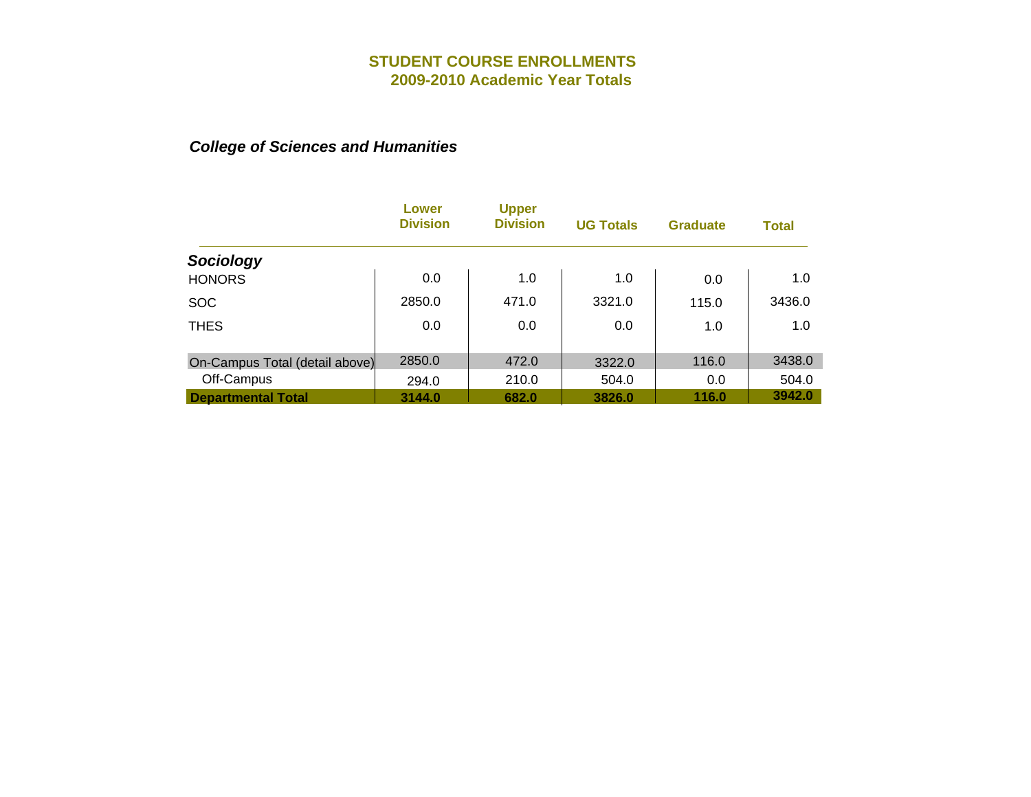# STUDENT COURSE ENROLLMENTS
## 2009-2010 Academic Year Totals

### *College of Sciences and Humanities*

| | Lower Division | Upper Division | UG Totals | Graduate | Total |
|---|---|---|---|---|---|
| ***Sociology*** | | | | | |
| HONORS | 0.0 | 1.0 | 1.0 | 0.0 | 1.0 |
| SOC | 2850.0 | 471.0 | 3321.0 | 115.0 | 3436.0 |
| THES | 0.0 | 0.0 | 0.0 | 1.0 | 1.0 |
| On-Campus Total (detail above) | 2850.0 | 472.0 | 3322.0 | 116.0 | 3438.0 |
| Off-Campus | 294.0 | 210.0 | 504.0 | 0.0 | 504.0 |
| **Departmental Total** | **3144.0** | **682.0** | **3826.0** | **116.0** | **3942.0** |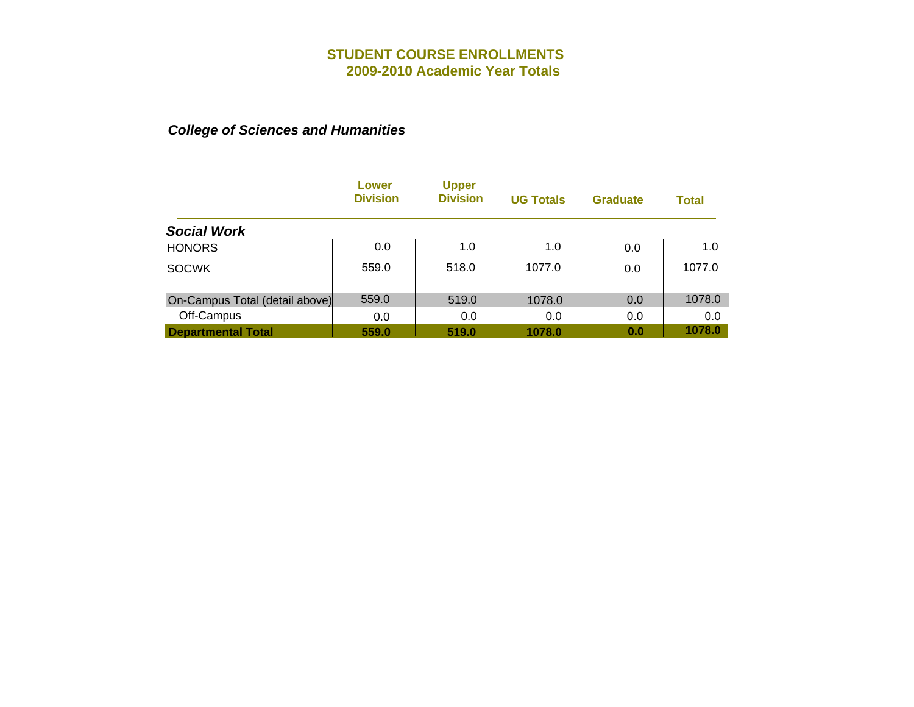# STUDENT COURSE ENROLLMENTS
## 2009-2010 Academic Year Totals

### *College of Sciences and Humanities*

| | Lower Division | Upper Division | UG Totals | Graduate | Total |
|---|---|---|---|---|---|
| ***Social Work*** | | | | | |
| HONORS | 0.0 | 1.0 | 1.0 | 0.0 | 1.0 |
| SOCWK | 559.0 | 518.0 | 1077.0 | 0.0 | 1077.0 |
| On-Campus Total (detail above) | 559.0 | 519.0 | 1078.0 | 0.0 | 1078.0 |
| Off-Campus | 0.0 | 0.0 | 0.0 | 0.0 | 0.0 |
| **Departmental Total** | **559.0** | **519.0** | **1078.0** | **0.0** | **1078.0** |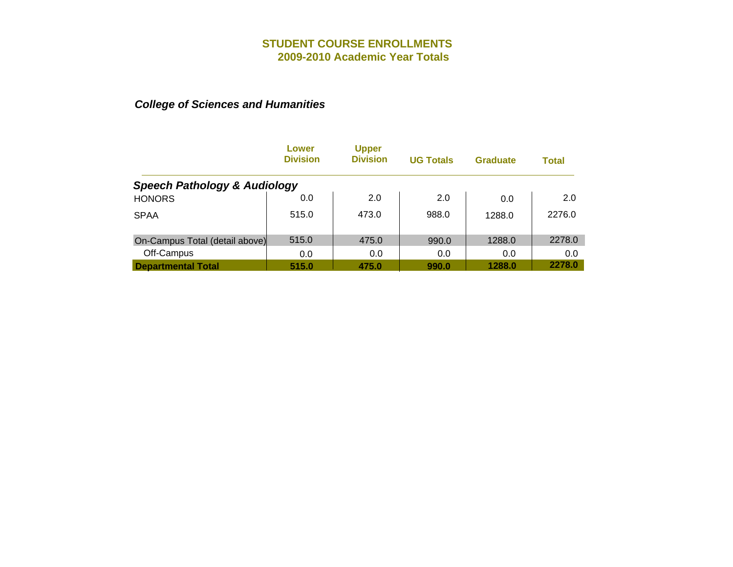# STUDENT COURSE ENROLLMENTS
## 2009-2010 Academic Year Totals

### *College of Sciences and Humanities*

| | Lower Division | Upper Division | UG Totals | Graduate | Total |
|---|---|---|---|---|---|
| ***Speech Pathology & Audiology*** | | | | | |
| HONORS | 0.0 | 2.0 | 2.0 | 0.0 | 2.0 |
| SPAA | 515.0 | 473.0 | 988.0 | 1288.0 | 2276.0 |
| On-Campus Total (detail above) | 515.0 | 475.0 | 990.0 | 1288.0 | 2278.0 |
| Off-Campus | 0.0 | 0.0 | 0.0 | 0.0 | 0.0 |
| **Departmental Total** | **515.0** | **475.0** | **990.0** | **1288.0** | **2278.0** |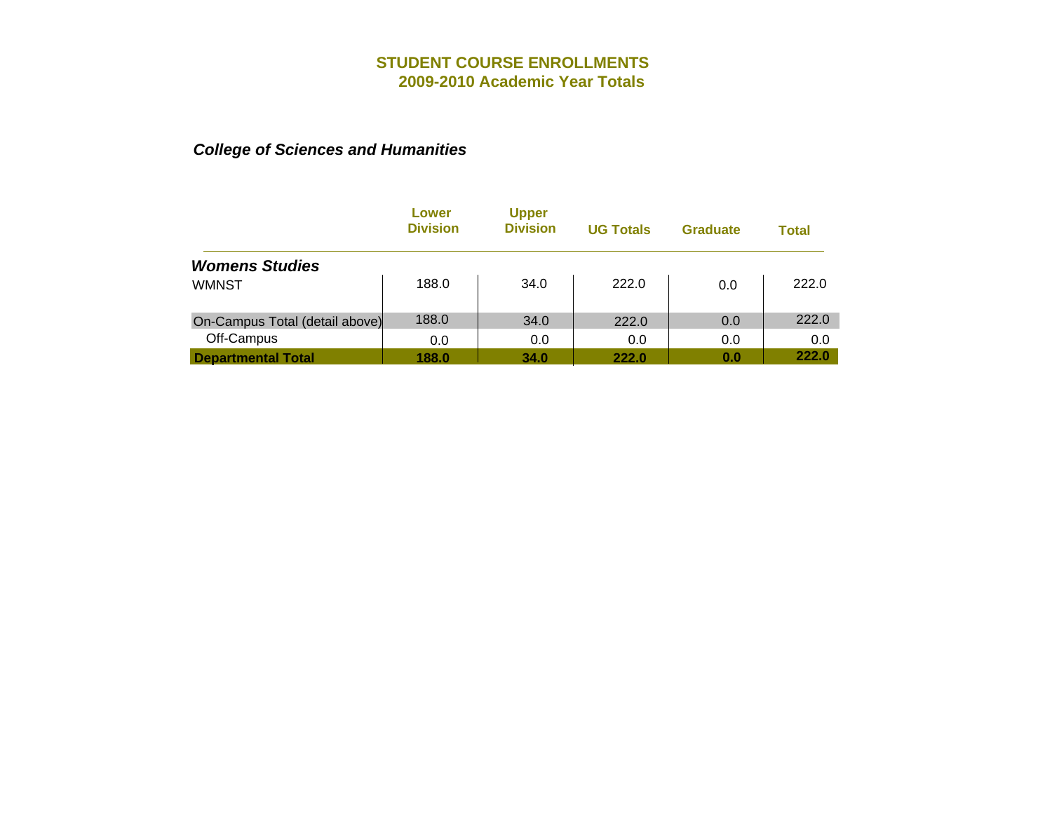# STUDENT COURSE ENROLLMENTS
## 2009-2010 Academic Year Totals

***College of Sciences and Humanities***

| | Lower Division | Upper Division | UG Totals | Graduate | Total |
|---|---|---|---|---|---|
| ***Womens Studies*** | | | | | |
| WMNST | 188.0 | 34.0 | 222.0 | 0.0 | 222.0 |
| On-Campus Total (detail above) | 188.0 | 34.0 | 222.0 | 0.0 | 222.0 |
| Off-Campus | 0.0 | 0.0 | 0.0 | 0.0 | 0.0 |
| **Departmental Total** | **188.0** | **34.0** | **222.0** | **0.0** | **222.0** |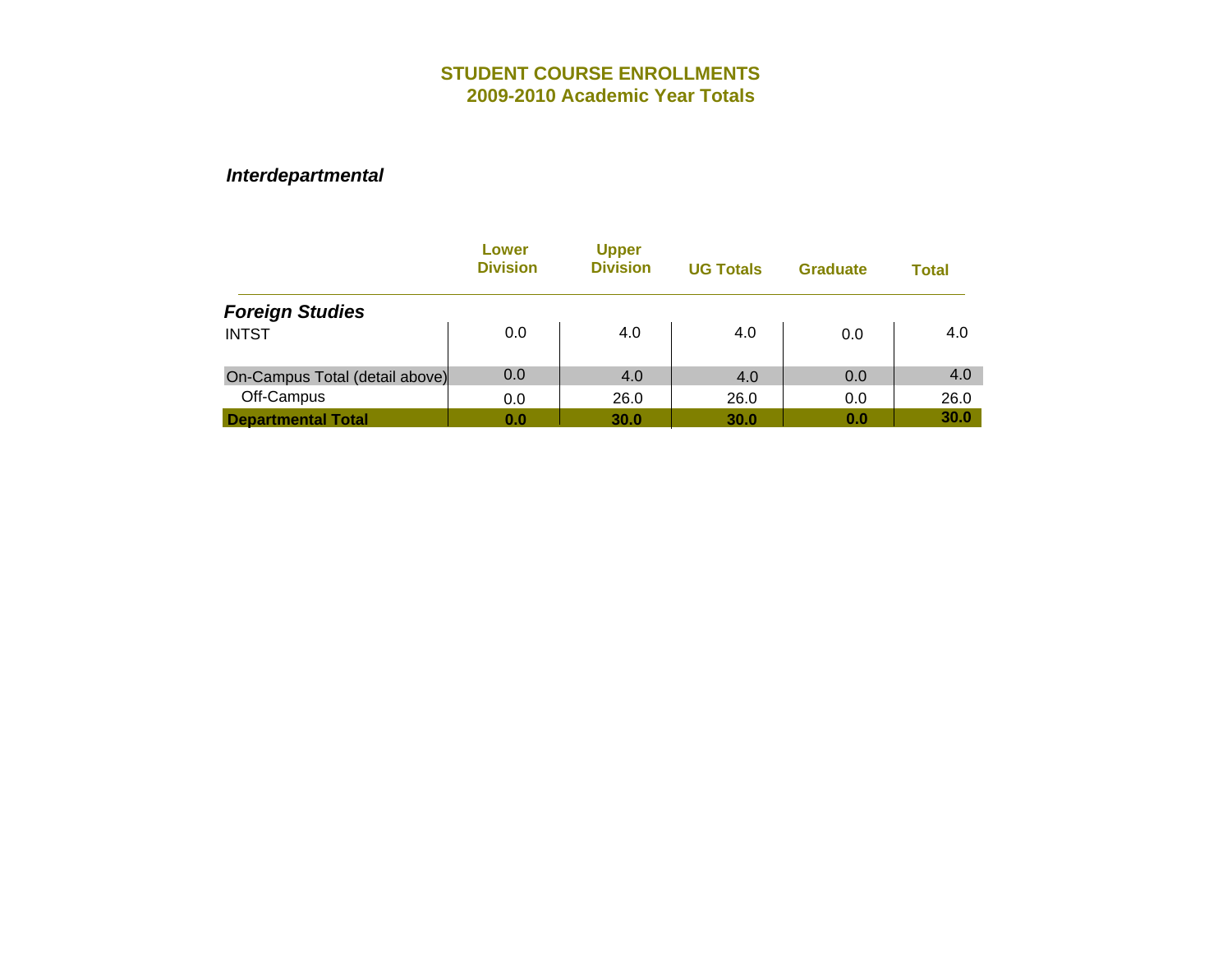# STUDENT COURSE ENROLLMENTS
## 2009-2010 Academic Year Totals

### *Interdepartmental*

| | Lower Division | Upper Division | UG Totals | Graduate | Total |
|---|---|---|---|---|---|
| ***Foreign Studies*** | | | | | |
| INTST | 0.0 | 4.0 | 4.0 | 0.0 | 4.0 |
| On-Campus Total (detail above) | 0.0 | 4.0 | 4.0 | 0.0 | 4.0 |
| Off-Campus | 0.0 | 26.0 | 26.0 | 0.0 | 26.0 |
| **Departmental Total** | **0.0** | **30.0** | **30.0** | **0.0** | **30.0** |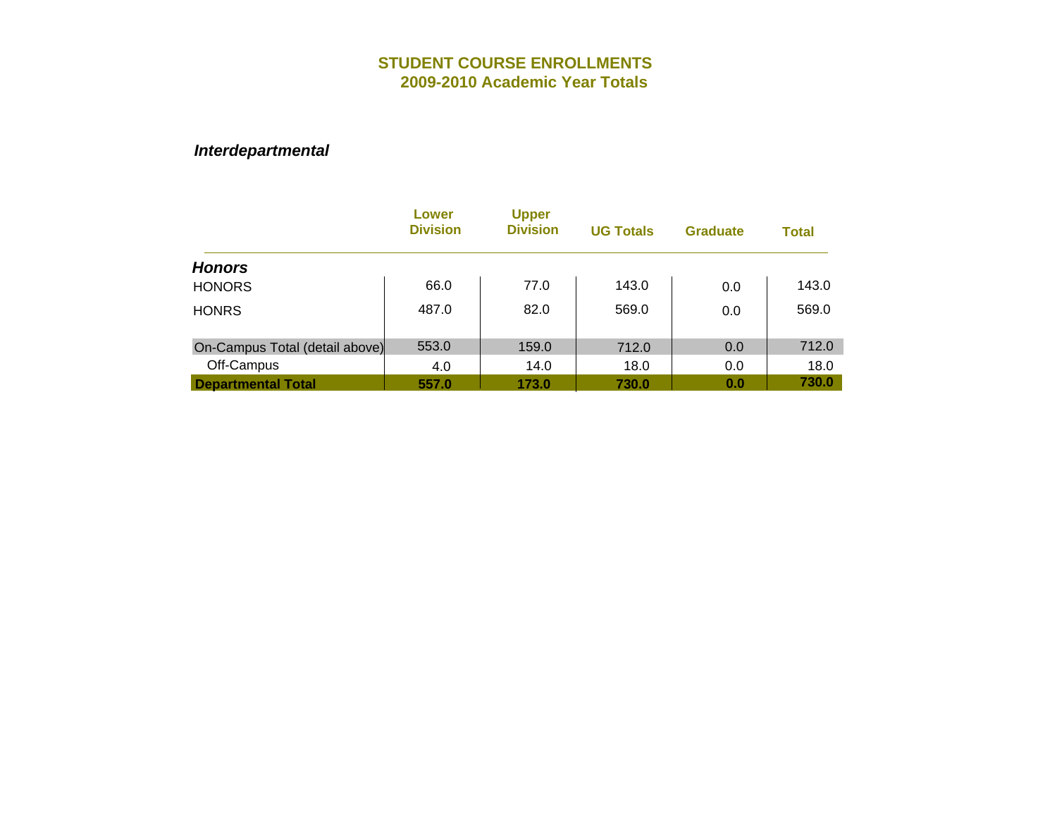# STUDENT COURSE ENROLLMENTS
## 2009-2010 Academic Year Totals

### *Interdepartmental*

| | Lower Division | Upper Division | UG Totals | Graduate | Total |
|---|---|---|---|---|---|
| ***Honors*** | | | | | |
| HONORS | 66.0 | 77.0 | 143.0 | 0.0 | 143.0 |
| HONRS | 487.0 | 82.0 | 569.0 | 0.0 | 569.0 |
| On-Campus Total (detail above) | 553.0 | 159.0 | 712.0 | 0.0 | 712.0 |
| Off-Campus | 4.0 | 14.0 | 18.0 | 0.0 | 18.0 |
| **Departmental Total** | **557.0** | **173.0** | **730.0** | **0.0** | **730.0** |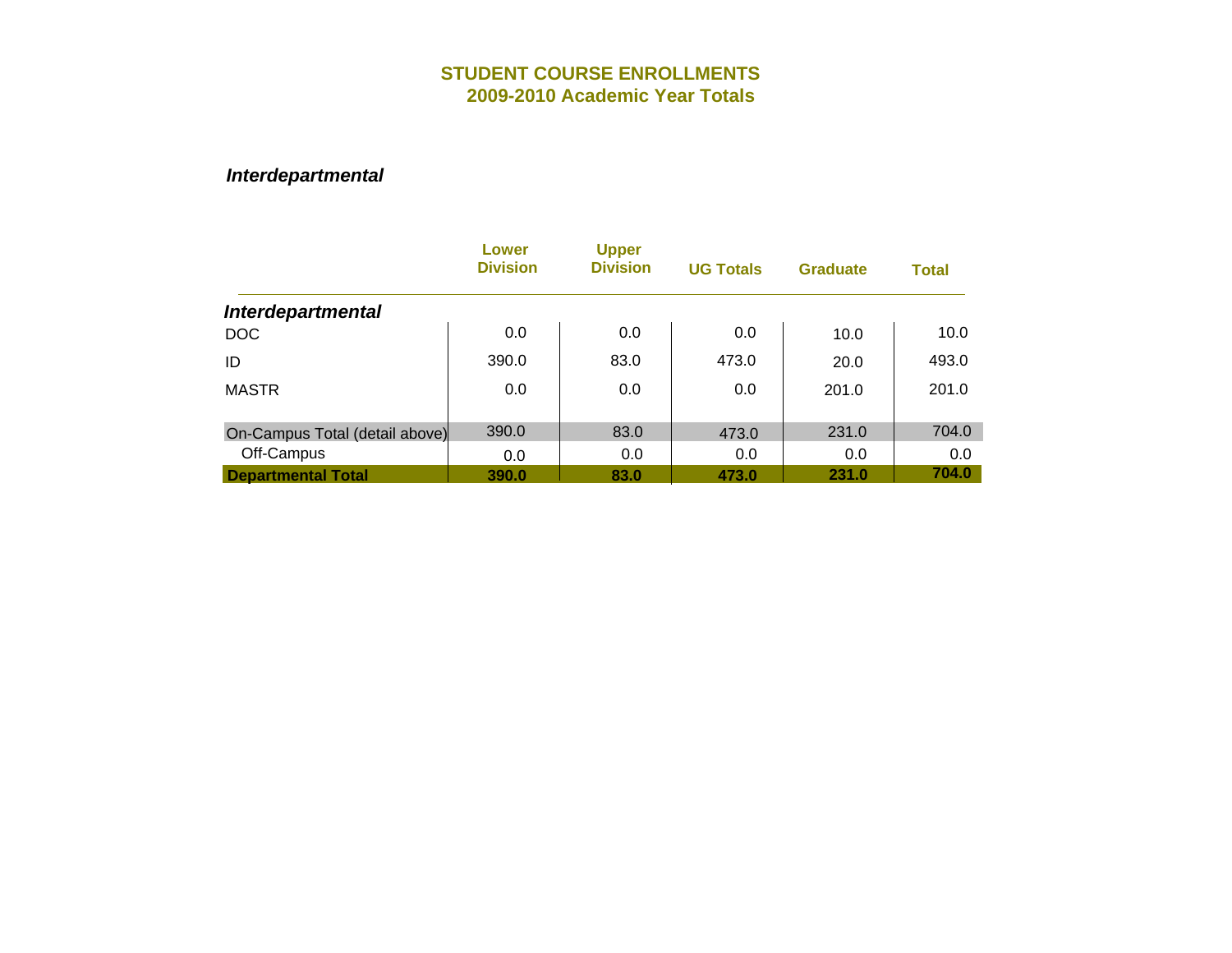# STUDENT COURSE ENROLLMENTS
## 2009-2010 Academic Year Totals

### *Interdepartmental*

| | Lower Division | Upper Division | UG Totals | Graduate | Total |
|---|---|---|---|---|---|
| ***Interdepartmental*** | | | | | |
| DOC | 0.0 | 0.0 | 0.0 | 10.0 | 10.0 |
| ID | 390.0 | 83.0 | 473.0 | 20.0 | 493.0 |
| MASTR | 0.0 | 0.0 | 0.0 | 201.0 | 201.0 |
| On-Campus Total (detail above) | 390.0 | 83.0 | 473.0 | 231.0 | 704.0 |
| Off-Campus | 0.0 | 0.0 | 0.0 | 0.0 | 0.0 |
| **Departmental Total** | **390.0** | **83.0** | **473.0** | **231.0** | **704.0** |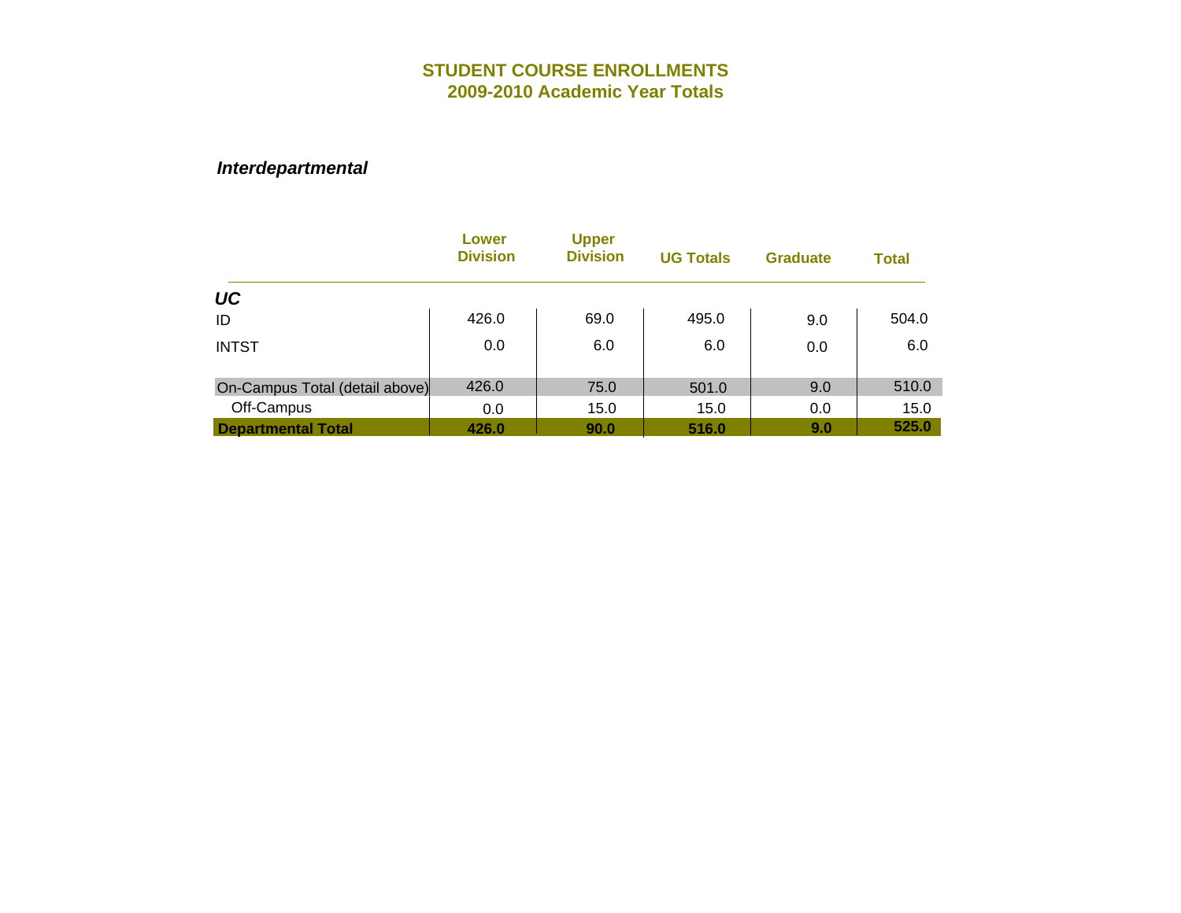# STUDENT COURSE ENROLLMENTS
## 2009-2010 Academic Year Totals

### *Interdepartmental*

| | Lower Division | Upper Division | UG Totals | Graduate | Total |
|---|---|---|---|---|---|
| ***UC*** | | | | | |
| ID | 426.0 | 69.0 | 495.0 | 9.0 | 504.0 |
| INTST | 0.0 | 6.0 | 6.0 | 0.0 | 6.0 |
| On-Campus Total (detail above) | 426.0 | 75.0 | 501.0 | 9.0 | 510.0 |
| Off-Campus | 0.0 | 15.0 | 15.0 | 0.0 | 15.0 |
| **Departmental Total** | **426.0** | **90.0** | **516.0** | **9.0** | **525.0** |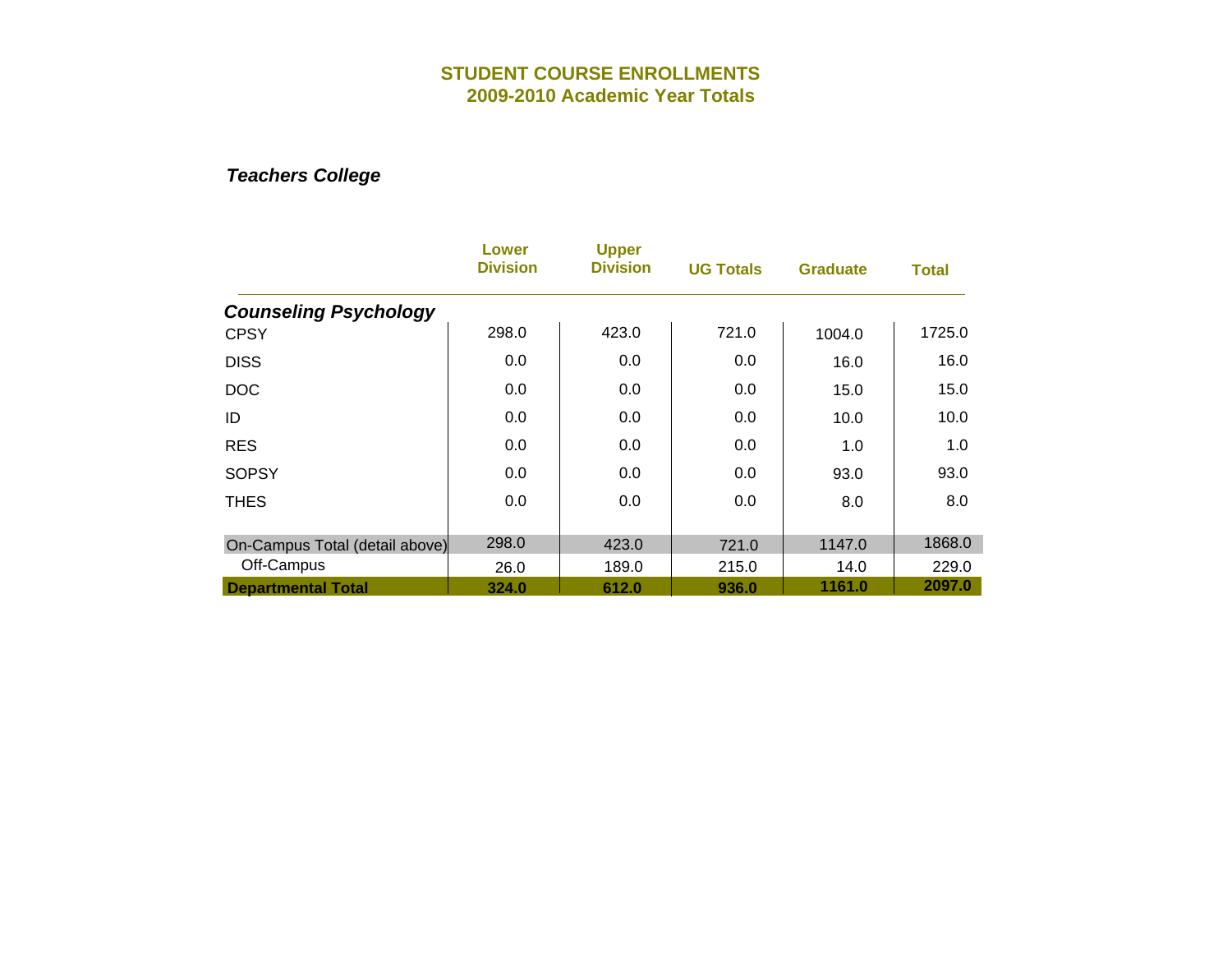# STUDENT COURSE ENROLLMENTS
## 2009-2010 Academic Year Totals

### *Teachers College*

| | Lower Division | Upper Division | UG Totals | Graduate | Total |
|---|---|---|---|---|---|
| ***Counseling Psychology*** | | | | | |
| CPSY | 298.0 | 423.0 | 721.0 | 1004.0 | 1725.0 |
| DISS | 0.0 | 0.0 | 0.0 | 16.0 | 16.0 |
| DOC | 0.0 | 0.0 | 0.0 | 15.0 | 15.0 |
| ID | 0.0 | 0.0 | 0.0 | 10.0 | 10.0 |
| RES | 0.0 | 0.0 | 0.0 | 1.0 | 1.0 |
| SOPSY | 0.0 | 0.0 | 0.0 | 93.0 | 93.0 |
| THES | 0.0 | 0.0 | 0.0 | 8.0 | 8.0 |
| On-Campus Total (detail above) | 298.0 | 423.0 | 721.0 | 1147.0 | 1868.0 |
| Off-Campus | 26.0 | 189.0 | 215.0 | 14.0 | 229.0 |
| **Departmental Total** | **324.0** | **612.0** | **936.0** | **1161.0** | **2097.0** |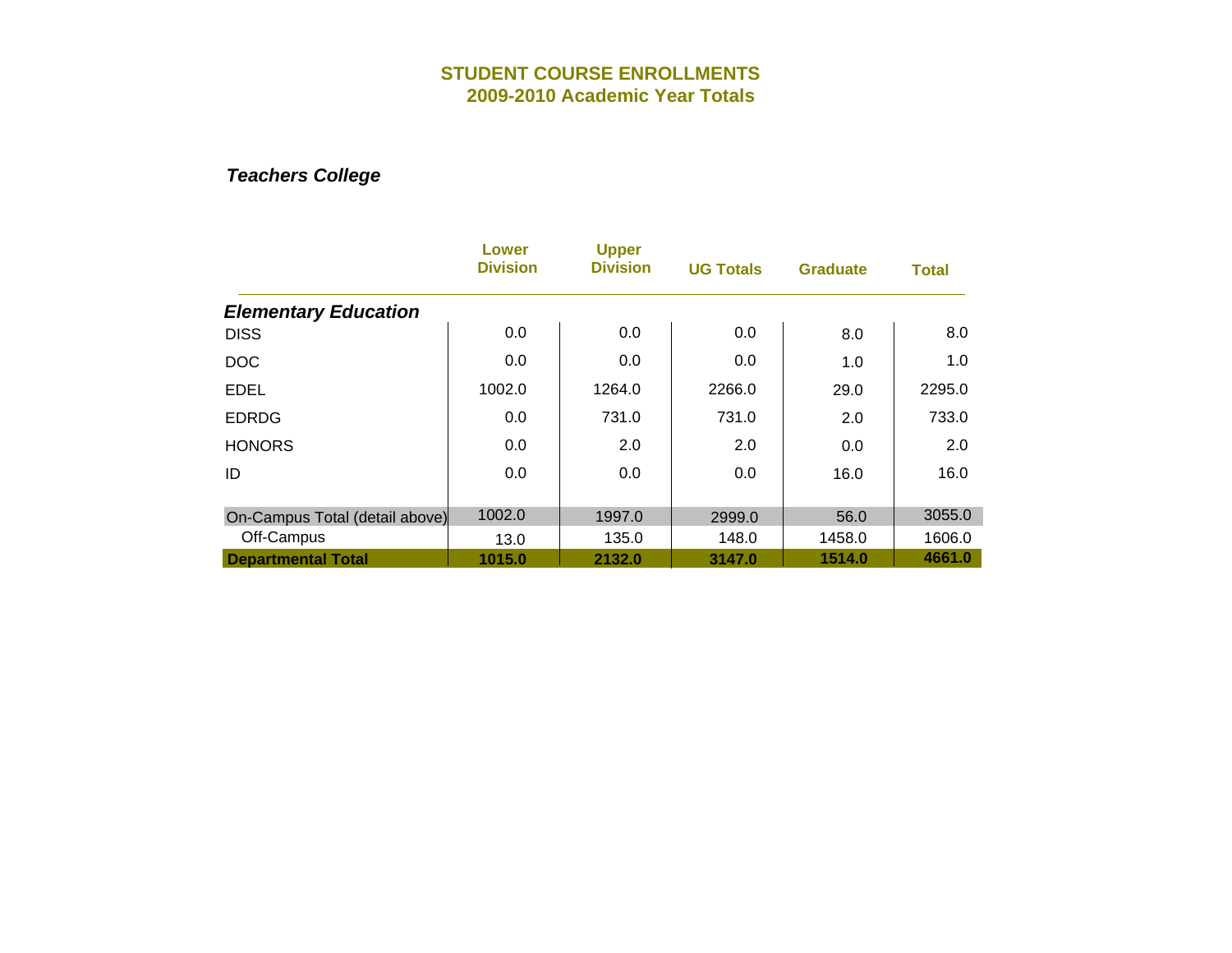# STUDENT COURSE ENROLLMENTS
## 2009-2010 Academic Year Totals

### *Teachers College*

| | Lower Division | Upper Division | UG Totals | Graduate | Total |
|---|---|---|---|---|---|
| ***Elementary Education*** | | | | | |
| DISS | 0.0 | 0.0 | 0.0 | 8.0 | 8.0 |
| DOC | 0.0 | 0.0 | 0.0 | 1.0 | 1.0 |
| EDEL | 1002.0 | 1264.0 | 2266.0 | 29.0 | 2295.0 |
| EDRDG | 0.0 | 731.0 | 731.0 | 2.0 | 733.0 |
| HONORS | 0.0 | 2.0 | 2.0 | 0.0 | 2.0 |
| ID | 0.0 | 0.0 | 0.0 | 16.0 | 16.0 |
| On-Campus Total (detail above) | 1002.0 | 1997.0 | 2999.0 | 56.0 | 3055.0 |
| Off-Campus | 13.0 | 135.0 | 148.0 | 1458.0 | 1606.0 |
| **Departmental Total** | **1015.0** | **2132.0** | **3147.0** | **1514.0** | **4661.0** |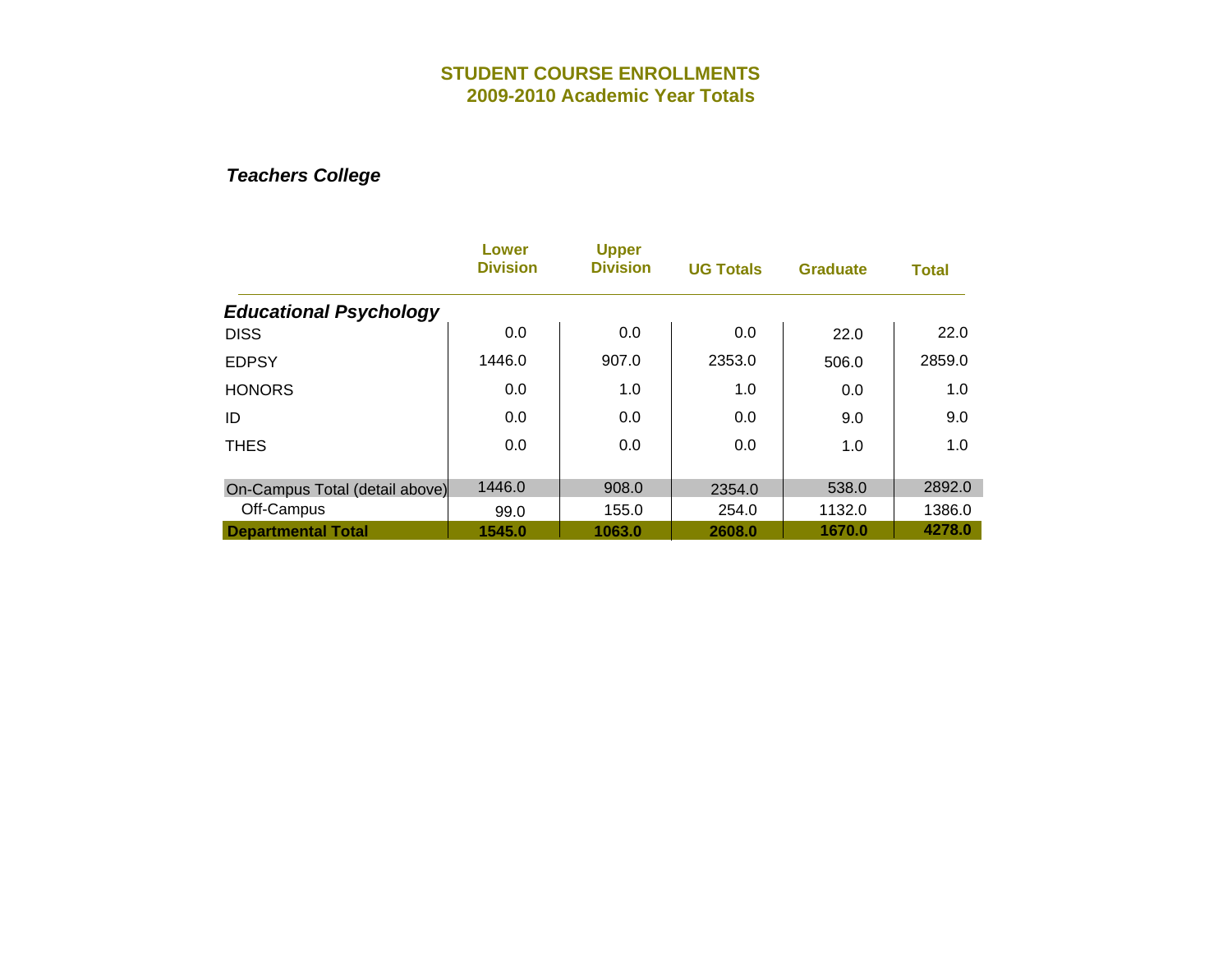# STUDENT COURSE ENROLLMENTS
## 2009-2010 Academic Year Totals

### *Teachers College*

| | Lower Division | Upper Division | UG Totals | Graduate | Total |
|---|---|---|---|---|---|
| ***Educational Psychology*** | | | | | |
| DISS | 0.0 | 0.0 | 0.0 | 22.0 | 22.0 |
| EDPSY | 1446.0 | 907.0 | 2353.0 | 506.0 | 2859.0 |
| HONORS | 0.0 | 1.0 | 1.0 | 0.0 | 1.0 |
| ID | 0.0 | 0.0 | 0.0 | 9.0 | 9.0 |
| THES | 0.0 | 0.0 | 0.0 | 1.0 | 1.0 |
| On-Campus Total (detail above) | 1446.0 | 908.0 | 2354.0 | 538.0 | 2892.0 |
| Off-Campus | 99.0 | 155.0 | 254.0 | 1132.0 | 1386.0 |
| **Departmental Total** | **1545.0** | **1063.0** | **2608.0** | **1670.0** | **4278.0** |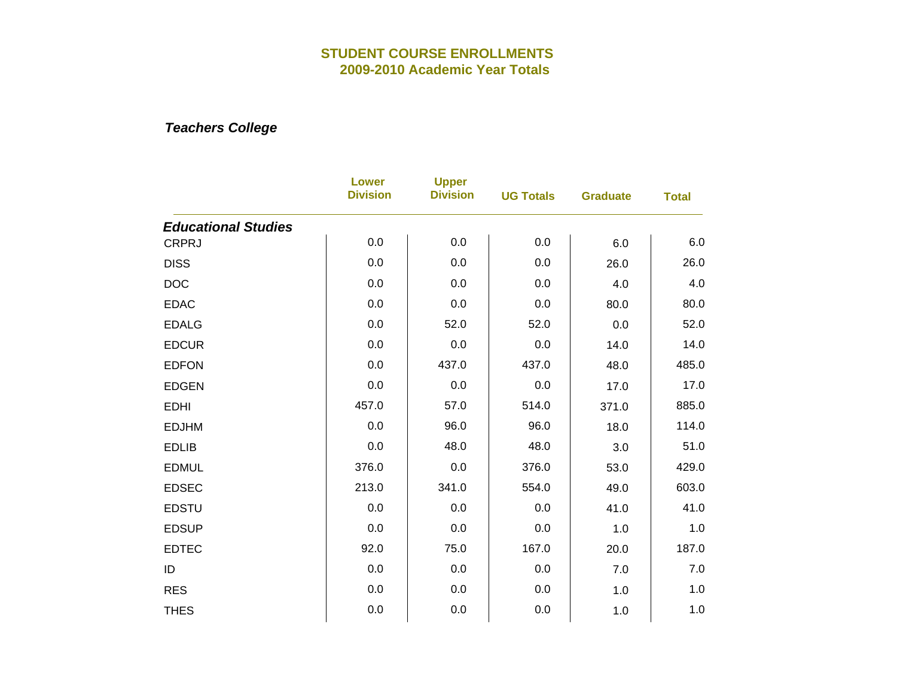# STUDENT COURSE ENROLLMENTS
## 2009-2010 Academic Year Totals

### *Teachers College*

| | Lower Division | Upper Division | UG Totals | Graduate | Total |
|---|---|---|---|---|---|
| ***Educational Studies*** | | | | | |
| CRPRJ | 0.0 | 0.0 | 0.0 | 6.0 | 6.0 |
| DISS | 0.0 | 0.0 | 0.0 | 26.0 | 26.0 |
| DOC | 0.0 | 0.0 | 0.0 | 4.0 | 4.0 |
| EDAC | 0.0 | 0.0 | 0.0 | 80.0 | 80.0 |
| EDALG | 0.0 | 52.0 | 52.0 | 0.0 | 52.0 |
| EDCUR | 0.0 | 0.0 | 0.0 | 14.0 | 14.0 |
| EDFON | 0.0 | 437.0 | 437.0 | 48.0 | 485.0 |
| EDGEN | 0.0 | 0.0 | 0.0 | 17.0 | 17.0 |
| EDHI | 457.0 | 57.0 | 514.0 | 371.0 | 885.0 |
| EDJHM | 0.0 | 96.0 | 96.0 | 18.0 | 114.0 |
| EDLIB | 0.0 | 48.0 | 48.0 | 3.0 | 51.0 |
| EDMUL | 376.0 | 0.0 | 376.0 | 53.0 | 429.0 |
| EDSEC | 213.0 | 341.0 | 554.0 | 49.0 | 603.0 |
| EDSTU | 0.0 | 0.0 | 0.0 | 41.0 | 41.0 |
| EDSUP | 0.0 | 0.0 | 0.0 | 1.0 | 1.0 |
| EDTEC | 92.0 | 75.0 | 167.0 | 20.0 | 187.0 |
| ID | 0.0 | 0.0 | 0.0 | 7.0 | 7.0 |
| RES | 0.0 | 0.0 | 0.0 | 1.0 | 1.0 |
| THES | 0.0 | 0.0 | 0.0 | 1.0 | 1.0 |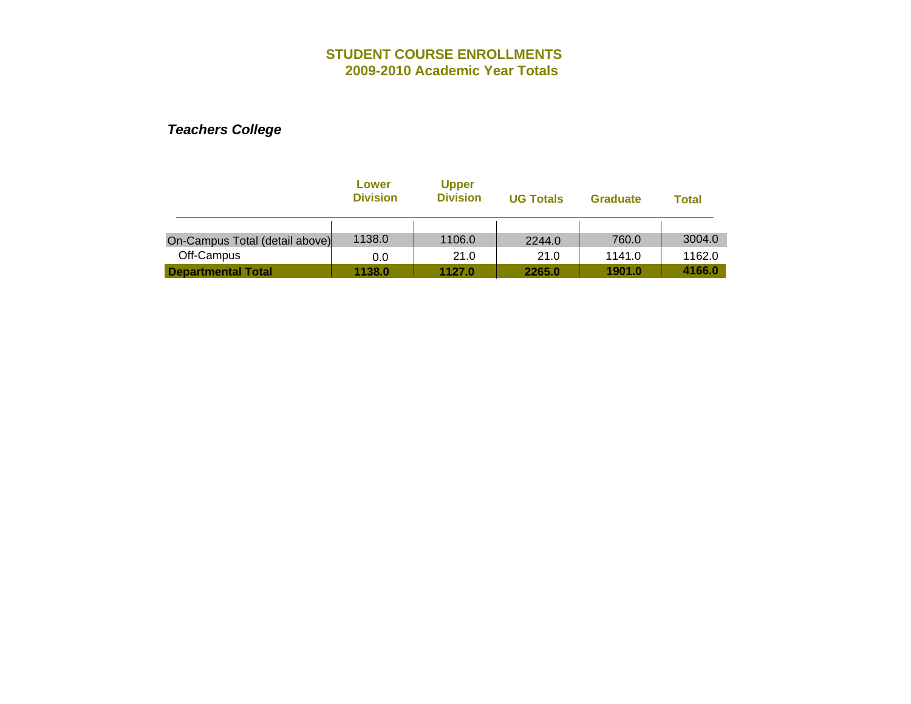# STUDENT COURSE ENROLLMENTS
## 2009-2010 Academic Year Totals

***Teachers College***

| | Lower Division | Upper Division | UG Totals | Graduate | Total |
|---|---|---|---|---|---|
| On-Campus Total (detail above) | 1138.0 | 1106.0 | 2244.0 | 760.0 | 3004.0 |
| Off-Campus | 0.0 | 21.0 | 21.0 | 1141.0 | 1162.0 |
| **Departmental Total** | **1138.0** | **1127.0** | **2265.0** | **1901.0** | **4166.0** |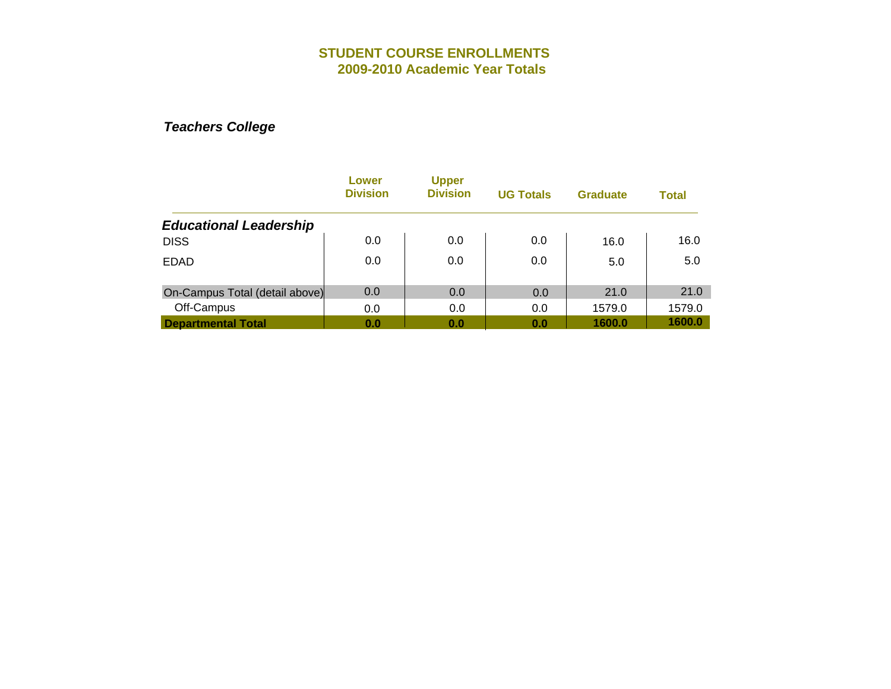## STUDENT COURSE ENROLLMENTS
## 2009-2010 Academic Year Totals

### *Teachers College*

| | Lower Division | Upper Division | UG Totals | Graduate | Total |
|---|---|---|---|---|---|
| ***Educational Leadership*** | | | | | |
| DISS | 0.0 | 0.0 | 0.0 | 16.0 | 16.0 |
| EDAD | 0.0 | 0.0 | 0.0 | 5.0 | 5.0 |
| On-Campus Total (detail above) | 0.0 | 0.0 | 0.0 | 21.0 | 21.0 |
| Off-Campus | 0.0 | 0.0 | 0.0 | 1579.0 | 1579.0 |
| **Departmental Total** | **0.0** | **0.0** | **0.0** | **1600.0** | **1600.0** |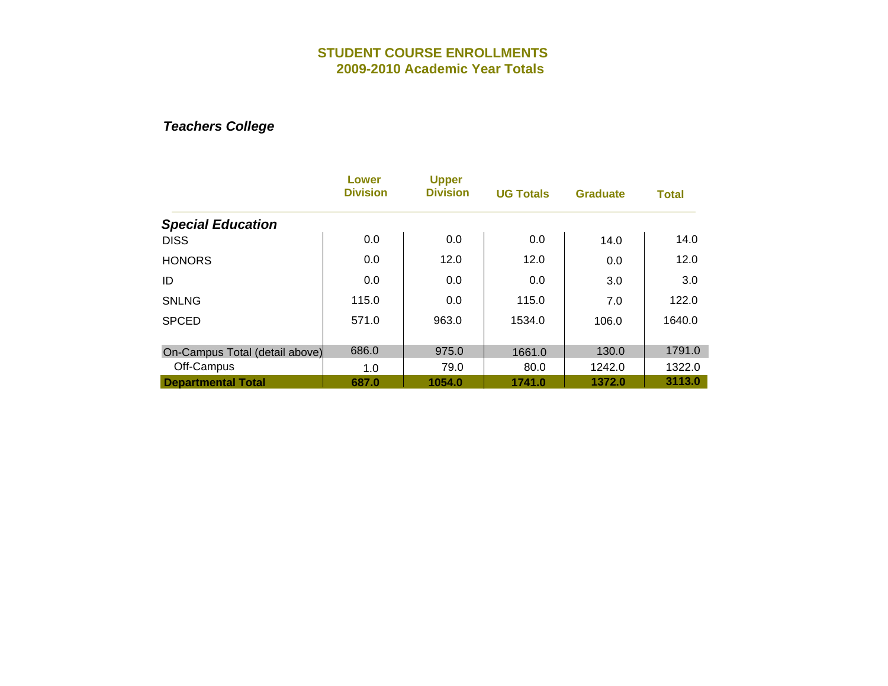# STUDENT COURSE ENROLLMENTS
## 2009-2010 Academic Year Totals

***Teachers College***

| | Lower Division | Upper Division | UG Totals | Graduate | Total |
|---|---|---|---|---|---|
| ***Special Education*** | | | | | |
| DISS | 0.0 | 0.0 | 0.0 | 14.0 | 14.0 |
| HONORS | 0.0 | 12.0 | 12.0 | 0.0 | 12.0 |
| ID | 0.0 | 0.0 | 0.0 | 3.0 | 3.0 |
| SNLNG | 115.0 | 0.0 | 115.0 | 7.0 | 122.0 |
| SPCED | 571.0 | 963.0 | 1534.0 | 106.0 | 1640.0 |
| On-Campus Total (detail above) | 686.0 | 975.0 | 1661.0 | 130.0 | 1791.0 |
| Off-Campus | 1.0 | 79.0 | 80.0 | 1242.0 | 1322.0 |
| **Departmental Total** | **687.0** | **1054.0** | **1741.0** | **1372.0** | **3113.0** |